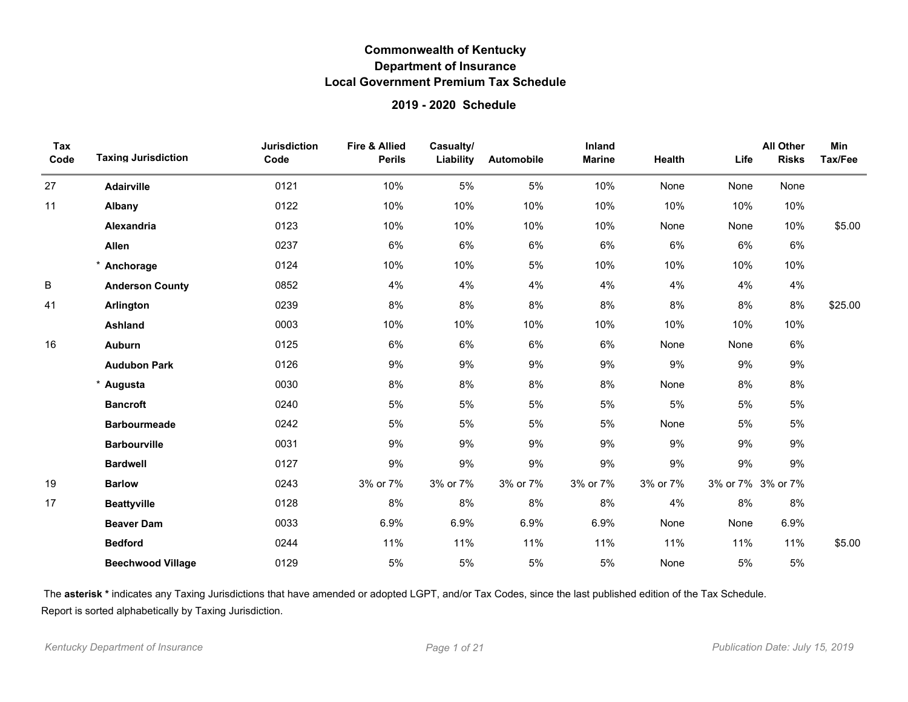# Commonwealth of Kentucky
## Department of Insurance
## Local Government Premium Tax Schedule

### 2019 - 2020 Schedule

| Tax Code | Taxing Jurisdiction | Jurisdiction Code | Fire & Allied Perils | Casualty/ Liability | Automobile | Inland Marine | Health | Life | All Other Risks | Min Tax/Fee |
|---|---|---|---|---|---|---|---|---|---|---|
| 27 | **Adairville** | 0121 | 10% | 5% | 5% | 10% | None | None | None | |
| 11 | **Albany** | 0122 | 10% | 10% | 10% | 10% | 10% | 10% | 10% | |
| | **Alexandria** | 0123 | 10% | 10% | 10% | 10% | None | None | 10% | $5.00 |
| | **Allen** | 0237 | 6% | 6% | 6% | 6% | 6% | 6% | 6% | |
| | * **Anchorage** | 0124 | 10% | 10% | 5% | 10% | 10% | 10% | 10% | |
| B | **Anderson County** | 0852 | 4% | 4% | 4% | 4% | 4% | 4% | 4% | |
| 41 | **Arlington** | 0239 | 8% | 8% | 8% | 8% | 8% | 8% | 8% | $25.00 |
| | **Ashland** | 0003 | 10% | 10% | 10% | 10% | 10% | 10% | 10% | |
| 16 | **Auburn** | 0125 | 6% | 6% | 6% | 6% | None | None | 6% | |
| | **Audubon Park** | 0126 | 9% | 9% | 9% | 9% | 9% | 9% | 9% | |
| | * **Augusta** | 0030 | 8% | 8% | 8% | 8% | None | 8% | 8% | |
| | **Bancroft** | 0240 | 5% | 5% | 5% | 5% | 5% | 5% | 5% | |
| | **Barbourmeade** | 0242 | 5% | 5% | 5% | 5% | None | 5% | 5% | |
| | **Barbourville** | 0031 | 9% | 9% | 9% | 9% | 9% | 9% | 9% | |
| | **Bardwell** | 0127 | 9% | 9% | 9% | 9% | 9% | 9% | 9% | |
| 19 | **Barlow** | 0243 | 3% or 7% | 3% or 7% | 3% or 7% | 3% or 7% | 3% or 7% | 3% or 7% | 3% or 7% | |
| 17 | **Beattyville** | 0128 | 8% | 8% | 8% | 8% | 4% | 8% | 8% | |
| | **Beaver Dam** | 0033 | 6.9% | 6.9% | 6.9% | 6.9% | None | None | 6.9% | |
| | **Bedford** | 0244 | 11% | 11% | 11% | 11% | 11% | 11% | 11% | $5.00 |
| | **Beechwood Village** | 0129 | 5% | 5% | 5% | 5% | None | 5% | 5% | |

The **asterisk *** indicates any Taxing Jurisdictions that have amended or adopted LGPT, and/or Tax Codes, since the last published edition of the Tax Schedule.

Report is sorted alphabetically by Taxing Jurisdiction.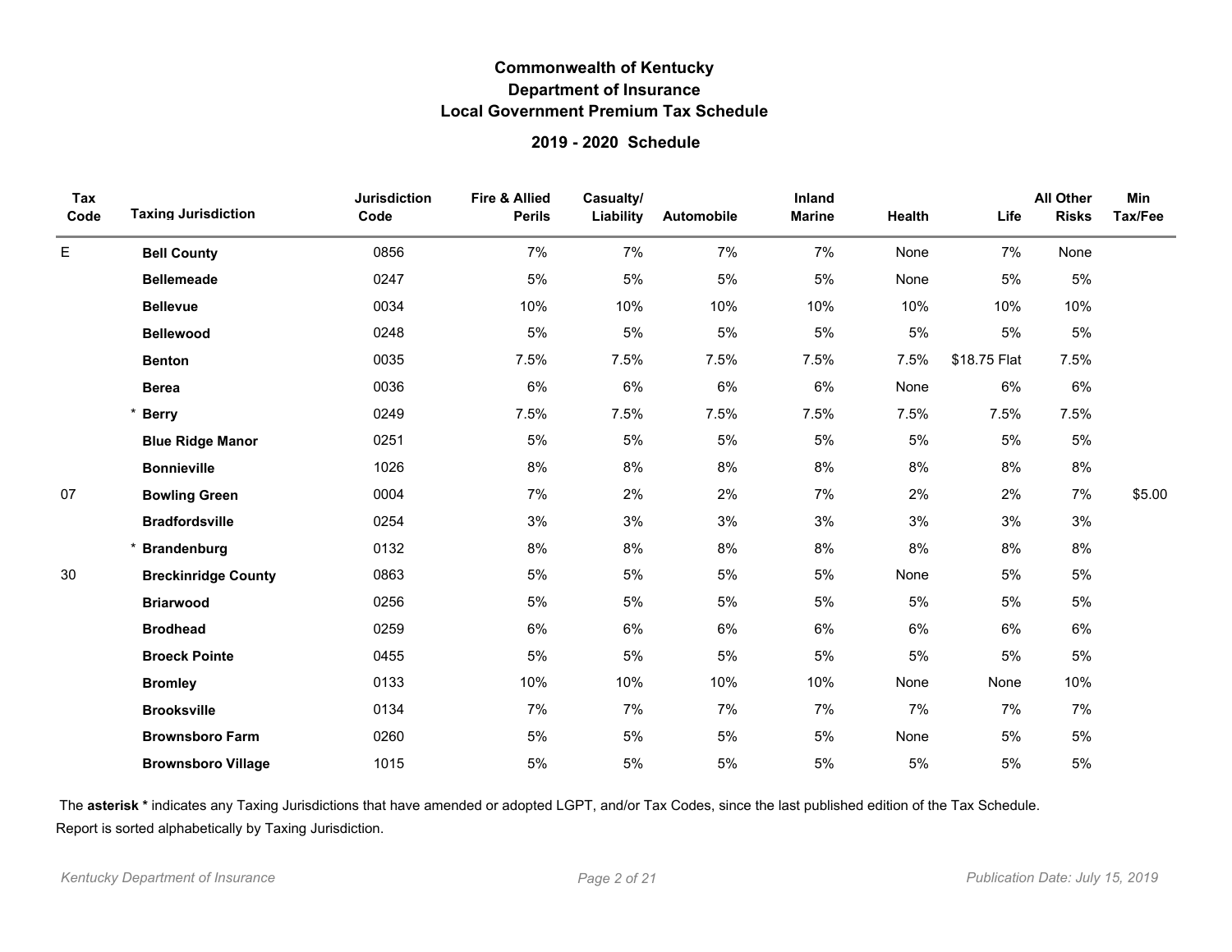# Commonwealth of Kentucky
## Department of Insurance
## Local Government Premium Tax Schedule

### 2019 - 2020 Schedule

| Tax Code | Taxing Jurisdiction | Jurisdiction Code | Fire & Allied Perils | Casualty/ Liability | Automobile | Inland Marine | Health | Life | All Other Risks | Min Tax/Fee |
|---|---|---|---|---|---|---|---|---|---|---|
| E | **Bell County** | 0856 | 7% | 7% | 7% | 7% | None | 7% | None | |
| | **Bellemeade** | 0247 | 5% | 5% | 5% | 5% | None | 5% | 5% | |
| | **Bellevue** | 0034 | 10% | 10% | 10% | 10% | 10% | 10% | 10% | |
| | **Bellewood** | 0248 | 5% | 5% | 5% | 5% | 5% | 5% | 5% | |
| | **Benton** | 0035 | 7.5% | 7.5% | 7.5% | 7.5% | 7.5% | $18.75 Flat | 7.5% | |
| | **Berea** | 0036 | 6% | 6% | 6% | 6% | None | 6% | 6% | |
| | * **Berry** | 0249 | 7.5% | 7.5% | 7.5% | 7.5% | 7.5% | 7.5% | 7.5% | |
| | **Blue Ridge Manor** | 0251 | 5% | 5% | 5% | 5% | 5% | 5% | 5% | |
| | **Bonnieville** | 1026 | 8% | 8% | 8% | 8% | 8% | 8% | 8% | |
| 07 | **Bowling Green** | 0004 | 7% | 2% | 2% | 7% | 2% | 2% | 7% | $5.00 |
| | **Bradfordsville** | 0254 | 3% | 3% | 3% | 3% | 3% | 3% | 3% | |
| | * **Brandenburg** | 0132 | 8% | 8% | 8% | 8% | 8% | 8% | 8% | |
| 30 | **Breckinridge County** | 0863 | 5% | 5% | 5% | 5% | None | 5% | 5% | |
| | **Briarwood** | 0256 | 5% | 5% | 5% | 5% | 5% | 5% | 5% | |
| | **Brodhead** | 0259 | 6% | 6% | 6% | 6% | 6% | 6% | 6% | |
| | **Broeck Pointe** | 0455 | 5% | 5% | 5% | 5% | 5% | 5% | 5% | |
| | **Bromley** | 0133 | 10% | 10% | 10% | 10% | None | None | 10% | |
| | **Brooksville** | 0134 | 7% | 7% | 7% | 7% | 7% | 7% | 7% | |
| | **Brownsboro Farm** | 0260 | 5% | 5% | 5% | 5% | None | 5% | 5% | |
| | **Brownsboro Village** | 1015 | 5% | 5% | 5% | 5% | 5% | 5% | 5% | |

The **asterisk *** indicates any Taxing Jurisdictions that have amended or adopted LGPT, and/or Tax Codes, since the last published edition of the Tax Schedule.

Report is sorted alphabetically by Taxing Jurisdiction.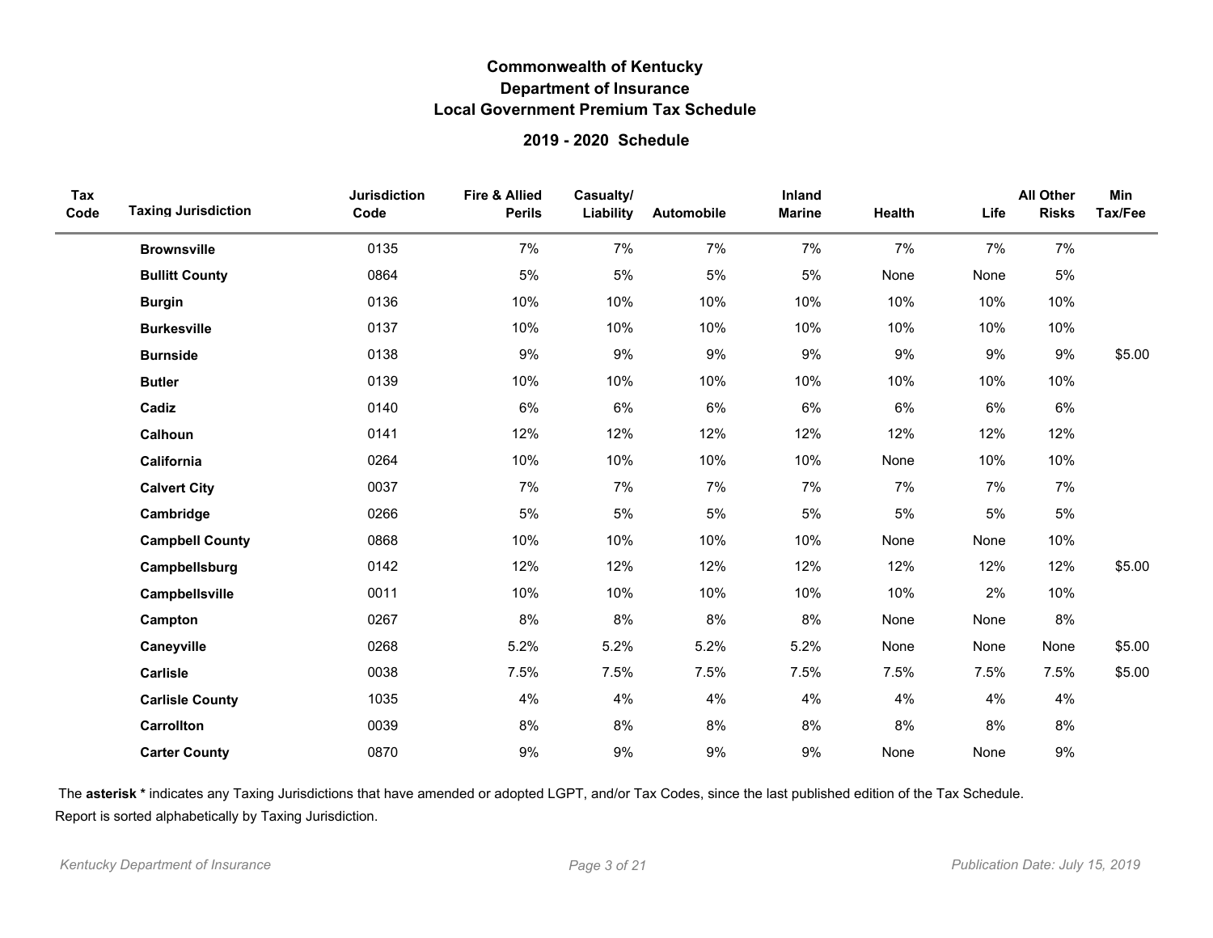# Commonwealth of Kentucky
## Department of Insurance
## Local Government Premium Tax Schedule

### 2019 - 2020 Schedule

| Tax Code | Taxing Jurisdiction | Jurisdiction Code | Fire & Allied Perils | Casualty/ Liability | Automobile | Inland Marine | Health | Life | All Other Risks | Min Tax/Fee |
|---|---|---|---|---|---|---|---|---|---|---|
| | **Brownsville** | 0135 | 7% | 7% | 7% | 7% | 7% | 7% | 7% | |
| | **Bullitt County** | 0864 | 5% | 5% | 5% | 5% | None | None | 5% | |
| | **Burgin** | 0136 | 10% | 10% | 10% | 10% | 10% | 10% | 10% | |
| | **Burkesville** | 0137 | 10% | 10% | 10% | 10% | 10% | 10% | 10% | |
| | **Burnside** | 0138 | 9% | 9% | 9% | 9% | 9% | 9% | 9% | $5.00 |
| | **Butler** | 0139 | 10% | 10% | 10% | 10% | 10% | 10% | 10% | |
| | **Cadiz** | 0140 | 6% | 6% | 6% | 6% | 6% | 6% | 6% | |
| | **Calhoun** | 0141 | 12% | 12% | 12% | 12% | 12% | 12% | 12% | |
| | **California** | 0264 | 10% | 10% | 10% | 10% | None | 10% | 10% | |
| | **Calvert City** | 0037 | 7% | 7% | 7% | 7% | 7% | 7% | 7% | |
| | **Cambridge** | 0266 | 5% | 5% | 5% | 5% | 5% | 5% | 5% | |
| | **Campbell County** | 0868 | 10% | 10% | 10% | 10% | None | None | 10% | |
| | **Campbellsburg** | 0142 | 12% | 12% | 12% | 12% | 12% | 12% | 12% | $5.00 |
| | **Campbellsville** | 0011 | 10% | 10% | 10% | 10% | 10% | 2% | 10% | |
| | **Campton** | 0267 | 8% | 8% | 8% | 8% | None | None | 8% | |
| | **Caneyville** | 0268 | 5.2% | 5.2% | 5.2% | 5.2% | None | None | None | $5.00 |
| | **Carlisle** | 0038 | 7.5% | 7.5% | 7.5% | 7.5% | 7.5% | 7.5% | 7.5% | $5.00 |
| | **Carlisle County** | 1035 | 4% | 4% | 4% | 4% | 4% | 4% | 4% | |
| | **Carrollton** | 0039 | 8% | 8% | 8% | 8% | 8% | 8% | 8% | |
| | **Carter County** | 0870 | 9% | 9% | 9% | 9% | None | None | 9% | |

The **asterisk *** indicates any Taxing Jurisdictions that have amended or adopted LGPT, and/or Tax Codes, since the last published edition of the Tax Schedule.

Report is sorted alphabetically by Taxing Jurisdiction.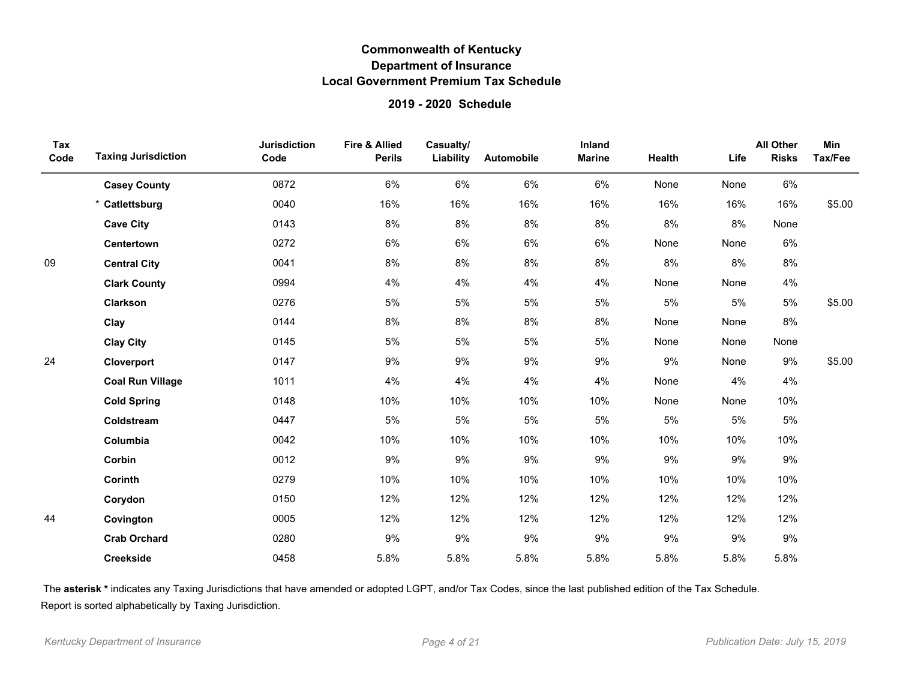# Commonwealth of Kentucky
## Department of Insurance
## Local Government Premium Tax Schedule

### 2019 - 2020 Schedule

| Tax Code | Taxing Jurisdiction | Jurisdiction Code | Fire & Allied Perils | Casualty/ Liability | Automobile | Inland Marine | Health | Life | All Other Risks | Min Tax/Fee |
|---|---|---|---|---|---|---|---|---|---|---|
| | **Casey County** | 0872 | 6% | 6% | 6% | 6% | None | None | 6% | |
| | * **Catlettsburg** | 0040 | 16% | 16% | 16% | 16% | 16% | 16% | 16% | $5.00 |
| | **Cave City** | 0143 | 8% | 8% | 8% | 8% | 8% | 8% | None | |
| | **Centertown** | 0272 | 6% | 6% | 6% | 6% | None | None | 6% | |
| 09 | **Central City** | 0041 | 8% | 8% | 8% | 8% | 8% | 8% | 8% | |
| | **Clark County** | 0994 | 4% | 4% | 4% | 4% | None | None | 4% | |
| | **Clarkson** | 0276 | 5% | 5% | 5% | 5% | 5% | 5% | 5% | $5.00 |
| | **Clay** | 0144 | 8% | 8% | 8% | 8% | None | None | 8% | |
| | **Clay City** | 0145 | 5% | 5% | 5% | 5% | None | None | None | |
| 24 | **Cloverport** | 0147 | 9% | 9% | 9% | 9% | 9% | None | 9% | $5.00 |
| | **Coal Run Village** | 1011 | 4% | 4% | 4% | 4% | None | 4% | 4% | |
| | **Cold Spring** | 0148 | 10% | 10% | 10% | 10% | None | None | 10% | |
| | **Coldstream** | 0447 | 5% | 5% | 5% | 5% | 5% | 5% | 5% | |
| | **Columbia** | 0042 | 10% | 10% | 10% | 10% | 10% | 10% | 10% | |
| | **Corbin** | 0012 | 9% | 9% | 9% | 9% | 9% | 9% | 9% | |
| | **Corinth** | 0279 | 10% | 10% | 10% | 10% | 10% | 10% | 10% | |
| | **Corydon** | 0150 | 12% | 12% | 12% | 12% | 12% | 12% | 12% | |
| 44 | **Covington** | 0005 | 12% | 12% | 12% | 12% | 12% | 12% | 12% | |
| | **Crab Orchard** | 0280 | 9% | 9% | 9% | 9% | 9% | 9% | 9% | |
| | **Creekside** | 0458 | 5.8% | 5.8% | 5.8% | 5.8% | 5.8% | 5.8% | 5.8% | |

The **asterisk *** indicates any Taxing Jurisdictions that have amended or adopted LGPT, and/or Tax Codes, since the last published edition of the Tax Schedule.

Report is sorted alphabetically by Taxing Jurisdiction.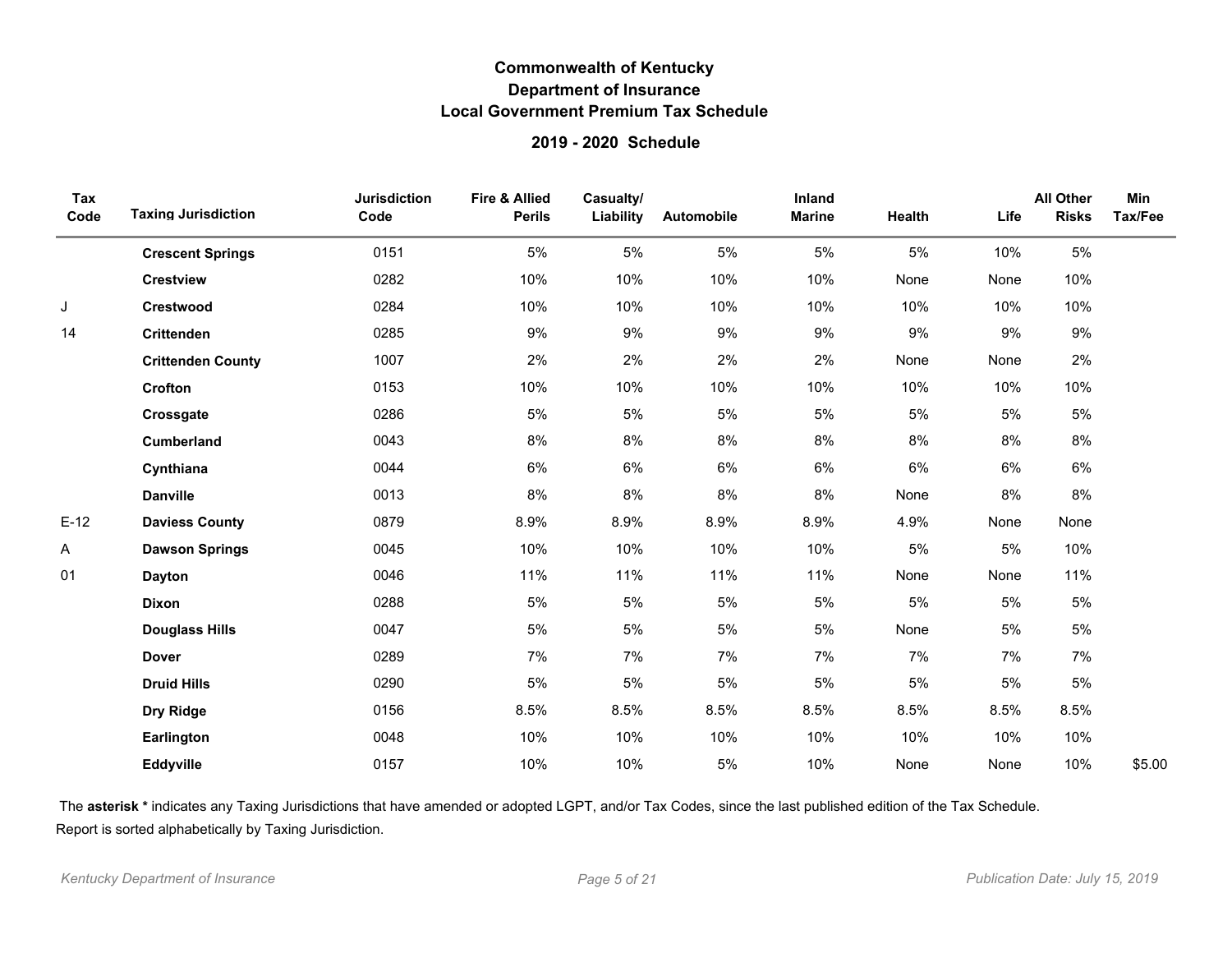# Commonwealth of Kentucky
## Department of Insurance
## Local Government Premium Tax Schedule

### 2019 - 2020 Schedule

| Tax Code | Taxing Jurisdiction | Jurisdiction Code | Fire & Allied Perils | Casualty/ Liability | Automobile | Inland Marine | Health | Life | All Other Risks | Min Tax/Fee |
|---|---|---|---|---|---|---|---|---|---|---|
| | **Crescent Springs** | 0151 | 5% | 5% | 5% | 5% | 5% | 10% | 5% | |
| | **Crestview** | 0282 | 10% | 10% | 10% | 10% | None | None | 10% | |
| J | **Crestwood** | 0284 | 10% | 10% | 10% | 10% | 10% | 10% | 10% | |
| 14 | **Crittenden** | 0285 | 9% | 9% | 9% | 9% | 9% | 9% | 9% | |
| | **Crittenden County** | 1007 | 2% | 2% | 2% | 2% | None | None | 2% | |
| | **Crofton** | 0153 | 10% | 10% | 10% | 10% | 10% | 10% | 10% | |
| | **Crossgate** | 0286 | 5% | 5% | 5% | 5% | 5% | 5% | 5% | |
| | **Cumberland** | 0043 | 8% | 8% | 8% | 8% | 8% | 8% | 8% | |
| | **Cynthiana** | 0044 | 6% | 6% | 6% | 6% | 6% | 6% | 6% | |
| | **Danville** | 0013 | 8% | 8% | 8% | 8% | None | 8% | 8% | |
| E-12 | **Daviess County** | 0879 | 8.9% | 8.9% | 8.9% | 8.9% | 4.9% | None | None | |
| A | **Dawson Springs** | 0045 | 10% | 10% | 10% | 10% | 5% | 5% | 10% | |
| 01 | **Dayton** | 0046 | 11% | 11% | 11% | 11% | None | None | 11% | |
| | **Dixon** | 0288 | 5% | 5% | 5% | 5% | 5% | 5% | 5% | |
| | **Douglass Hills** | 0047 | 5% | 5% | 5% | 5% | None | 5% | 5% | |
| | **Dover** | 0289 | 7% | 7% | 7% | 7% | 7% | 7% | 7% | |
| | **Druid Hills** | 0290 | 5% | 5% | 5% | 5% | 5% | 5% | 5% | |
| | **Dry Ridge** | 0156 | 8.5% | 8.5% | 8.5% | 8.5% | 8.5% | 8.5% | 8.5% | |
| | **Earlington** | 0048 | 10% | 10% | 10% | 10% | 10% | 10% | 10% | |
| | **Eddyville** | 0157 | 10% | 10% | 5% | 10% | None | None | 10% | $5.00 |

The **asterisk *** indicates any Taxing Jurisdictions that have amended or adopted LGPT, and/or Tax Codes, since the last published edition of the Tax Schedule.

Report is sorted alphabetically by Taxing Jurisdiction.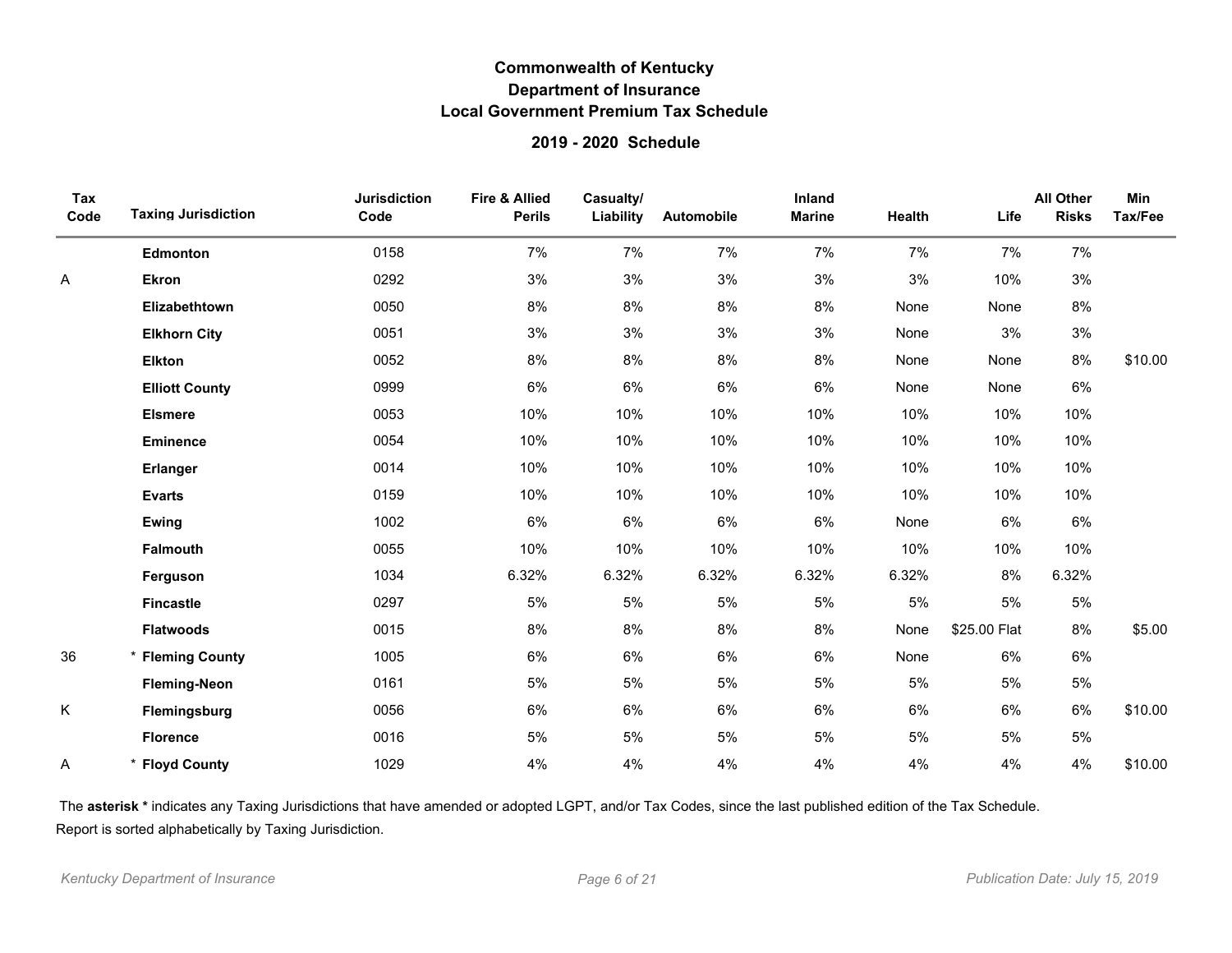## Commonwealth of Kentucky
## Department of Insurance
## Local Government Premium Tax Schedule

### 2019 - 2020 Schedule

| Tax Code | Taxing Jurisdiction | Jurisdiction Code | Fire & Allied Perils | Casualty/ Liability | Automobile | Inland Marine | Health | Life | All Other Risks | Min Tax/Fee |
|---|---|---|---|---|---|---|---|---|---|---|
| | **Edmonton** | 0158 | 7% | 7% | 7% | 7% | 7% | 7% | 7% | |
| A | **Ekron** | 0292 | 3% | 3% | 3% | 3% | 3% | 10% | 3% | |
| | **Elizabethtown** | 0050 | 8% | 8% | 8% | 8% | None | None | 8% | |
| | **Elkhorn City** | 0051 | 3% | 3% | 3% | 3% | None | 3% | 3% | |
| | **Elkton** | 0052 | 8% | 8% | 8% | 8% | None | None | 8% | $10.00 |
| | **Elliott County** | 0999 | 6% | 6% | 6% | 6% | None | None | 6% | |
| | **Elsmere** | 0053 | 10% | 10% | 10% | 10% | 10% | 10% | 10% | |
| | **Eminence** | 0054 | 10% | 10% | 10% | 10% | 10% | 10% | 10% | |
| | **Erlanger** | 0014 | 10% | 10% | 10% | 10% | 10% | 10% | 10% | |
| | **Evarts** | 0159 | 10% | 10% | 10% | 10% | 10% | 10% | 10% | |
| | **Ewing** | 1002 | 6% | 6% | 6% | 6% | None | 6% | 6% | |
| | **Falmouth** | 0055 | 10% | 10% | 10% | 10% | 10% | 10% | 10% | |
| | **Ferguson** | 1034 | 6.32% | 6.32% | 6.32% | 6.32% | 6.32% | 8% | 6.32% | |
| | **Fincastle** | 0297 | 5% | 5% | 5% | 5% | 5% | 5% | 5% | |
| | **Flatwoods** | 0015 | 8% | 8% | 8% | 8% | None | $25.00 Flat | 8% | $5.00 |
| 36 | * **Fleming County** | 1005 | 6% | 6% | 6% | 6% | None | 6% | 6% | |
| | **Fleming-Neon** | 0161 | 5% | 5% | 5% | 5% | 5% | 5% | 5% | |
| K | **Flemingsburg** | 0056 | 6% | 6% | 6% | 6% | 6% | 6% | 6% | $10.00 |
| | **Florence** | 0016 | 5% | 5% | 5% | 5% | 5% | 5% | 5% | |
| A | * **Floyd County** | 1029 | 4% | 4% | 4% | 4% | 4% | 4% | 4% | $10.00 |

The **asterisk *** indicates any Taxing Jurisdictions that have amended or adopted LGPT, and/or Tax Codes, since the last published edition of the Tax Schedule.

Report is sorted alphabetically by Taxing Jurisdiction.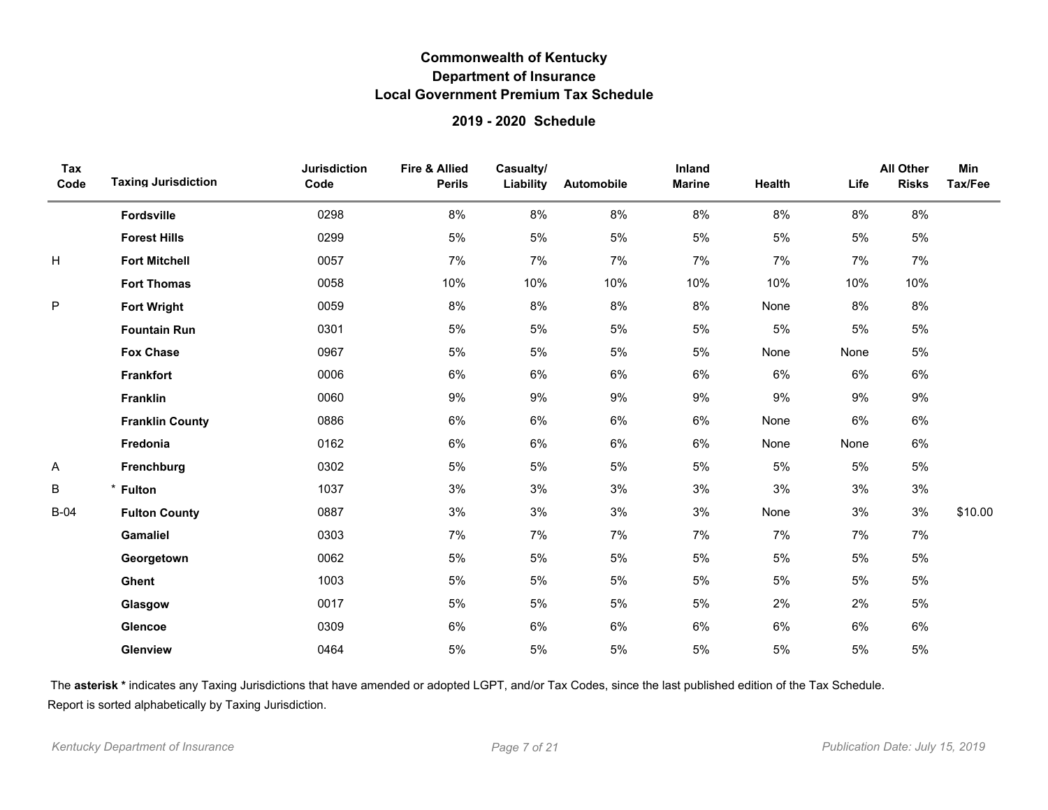# Commonwealth of Kentucky
## Department of Insurance
## Local Government Premium Tax Schedule

### 2019 - 2020 Schedule

| Tax Code | Taxing Jurisdiction | Jurisdiction Code | Fire & Allied Perils | Casualty/ Liability | Automobile | Inland Marine | Health | Life | All Other Risks | Min Tax/Fee |
|---|---|---|---|---|---|---|---|---|---|---|
| | **Fordsville** | 0298 | 8% | 8% | 8% | 8% | 8% | 8% | 8% | |
| | **Forest Hills** | 0299 | 5% | 5% | 5% | 5% | 5% | 5% | 5% | |
| H | **Fort Mitchell** | 0057 | 7% | 7% | 7% | 7% | 7% | 7% | 7% | |
| | **Fort Thomas** | 0058 | 10% | 10% | 10% | 10% | 10% | 10% | 10% | |
| P | **Fort Wright** | 0059 | 8% | 8% | 8% | 8% | None | 8% | 8% | |
| | **Fountain Run** | 0301 | 5% | 5% | 5% | 5% | 5% | 5% | 5% | |
| | **Fox Chase** | 0967 | 5% | 5% | 5% | 5% | None | None | 5% | |
| | **Frankfort** | 0006 | 6% | 6% | 6% | 6% | 6% | 6% | 6% | |
| | **Franklin** | 0060 | 9% | 9% | 9% | 9% | 9% | 9% | 9% | |
| | **Franklin County** | 0886 | 6% | 6% | 6% | 6% | None | 6% | 6% | |
| | **Fredonia** | 0162 | 6% | 6% | 6% | 6% | None | None | 6% | |
| A | **Frenchburg** | 0302 | 5% | 5% | 5% | 5% | 5% | 5% | 5% | |
| B | * **Fulton** | 1037 | 3% | 3% | 3% | 3% | 3% | 3% | 3% | |
| B-04 | **Fulton County** | 0887 | 3% | 3% | 3% | 3% | None | 3% | 3% | $10.00 |
| | **Gamaliel** | 0303 | 7% | 7% | 7% | 7% | 7% | 7% | 7% | |
| | **Georgetown** | 0062 | 5% | 5% | 5% | 5% | 5% | 5% | 5% | |
| | **Ghent** | 1003 | 5% | 5% | 5% | 5% | 5% | 5% | 5% | |
| | **Glasgow** | 0017 | 5% | 5% | 5% | 5% | 2% | 2% | 5% | |
| | **Glencoe** | 0309 | 6% | 6% | 6% | 6% | 6% | 6% | 6% | |
| | **Glenview** | 0464 | 5% | 5% | 5% | 5% | 5% | 5% | 5% | |

The **asterisk *** indicates any Taxing Jurisdictions that have amended or adopted LGPT, and/or Tax Codes, since the last published edition of the Tax Schedule.

Report is sorted alphabetically by Taxing Jurisdiction.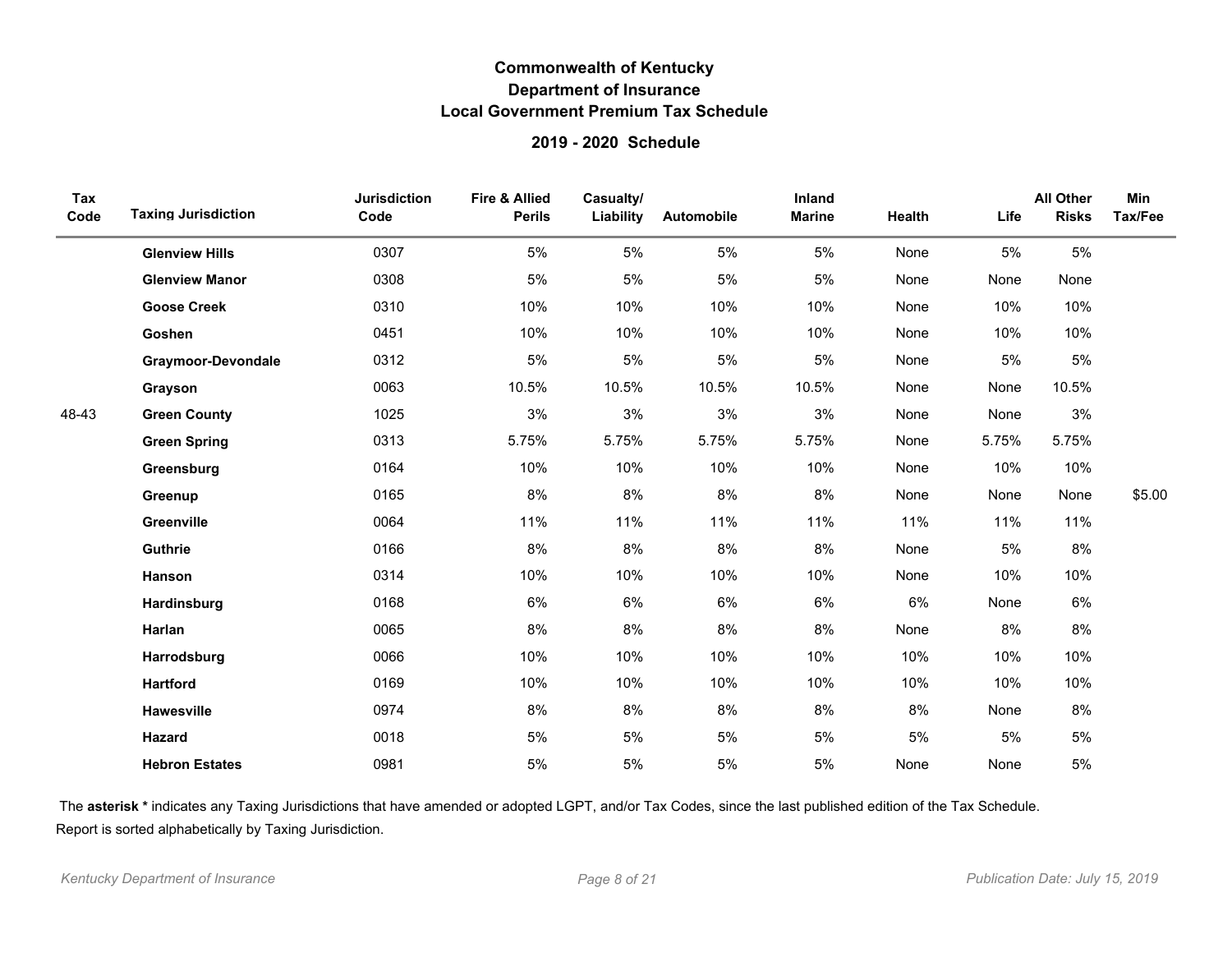# Commonwealth of Kentucky
## Department of Insurance
## Local Government Premium Tax Schedule

### 2019 - 2020 Schedule

| Tax Code | Taxing Jurisdiction | Jurisdiction Code | Fire & Allied Perils | Casualty/ Liability | Automobile | Inland Marine | Health | Life | All Other Risks | Min Tax/Fee |
|---|---|---|---|---|---|---|---|---|---|---|
| | **Glenview Hills** | 0307 | 5% | 5% | 5% | 5% | None | 5% | 5% | |
| | **Glenview Manor** | 0308 | 5% | 5% | 5% | 5% | None | None | None | |
| | **Goose Creek** | 0310 | 10% | 10% | 10% | 10% | None | 10% | 10% | |
| | **Goshen** | 0451 | 10% | 10% | 10% | 10% | None | 10% | 10% | |
| | **Graymoor-Devondale** | 0312 | 5% | 5% | 5% | 5% | None | 5% | 5% | |
| | **Grayson** | 0063 | 10.5% | 10.5% | 10.5% | 10.5% | None | None | 10.5% | |
| 48-43 | **Green County** | 1025 | 3% | 3% | 3% | 3% | None | None | 3% | |
| | **Green Spring** | 0313 | 5.75% | 5.75% | 5.75% | 5.75% | None | 5.75% | 5.75% | |
| | **Greensburg** | 0164 | 10% | 10% | 10% | 10% | None | 10% | 10% | |
| | **Greenup** | 0165 | 8% | 8% | 8% | 8% | None | None | None | $5.00 |
| | **Greenville** | 0064 | 11% | 11% | 11% | 11% | 11% | 11% | 11% | |
| | **Guthrie** | 0166 | 8% | 8% | 8% | 8% | None | 5% | 8% | |
| | **Hanson** | 0314 | 10% | 10% | 10% | 10% | None | 10% | 10% | |
| | **Hardinsburg** | 0168 | 6% | 6% | 6% | 6% | 6% | None | 6% | |
| | **Harlan** | 0065 | 8% | 8% | 8% | 8% | None | 8% | 8% | |
| | **Harrodsburg** | 0066 | 10% | 10% | 10% | 10% | 10% | 10% | 10% | |
| | **Hartford** | 0169 | 10% | 10% | 10% | 10% | 10% | 10% | 10% | |
| | **Hawesville** | 0974 | 8% | 8% | 8% | 8% | 8% | None | 8% | |
| | **Hazard** | 0018 | 5% | 5% | 5% | 5% | 5% | 5% | 5% | |
| | **Hebron Estates** | 0981 | 5% | 5% | 5% | 5% | None | None | 5% | |

The **asterisk *** indicates any Taxing Jurisdictions that have amended or adopted LGPT, and/or Tax Codes, since the last published edition of the Tax Schedule.

Report is sorted alphabetically by Taxing Jurisdiction.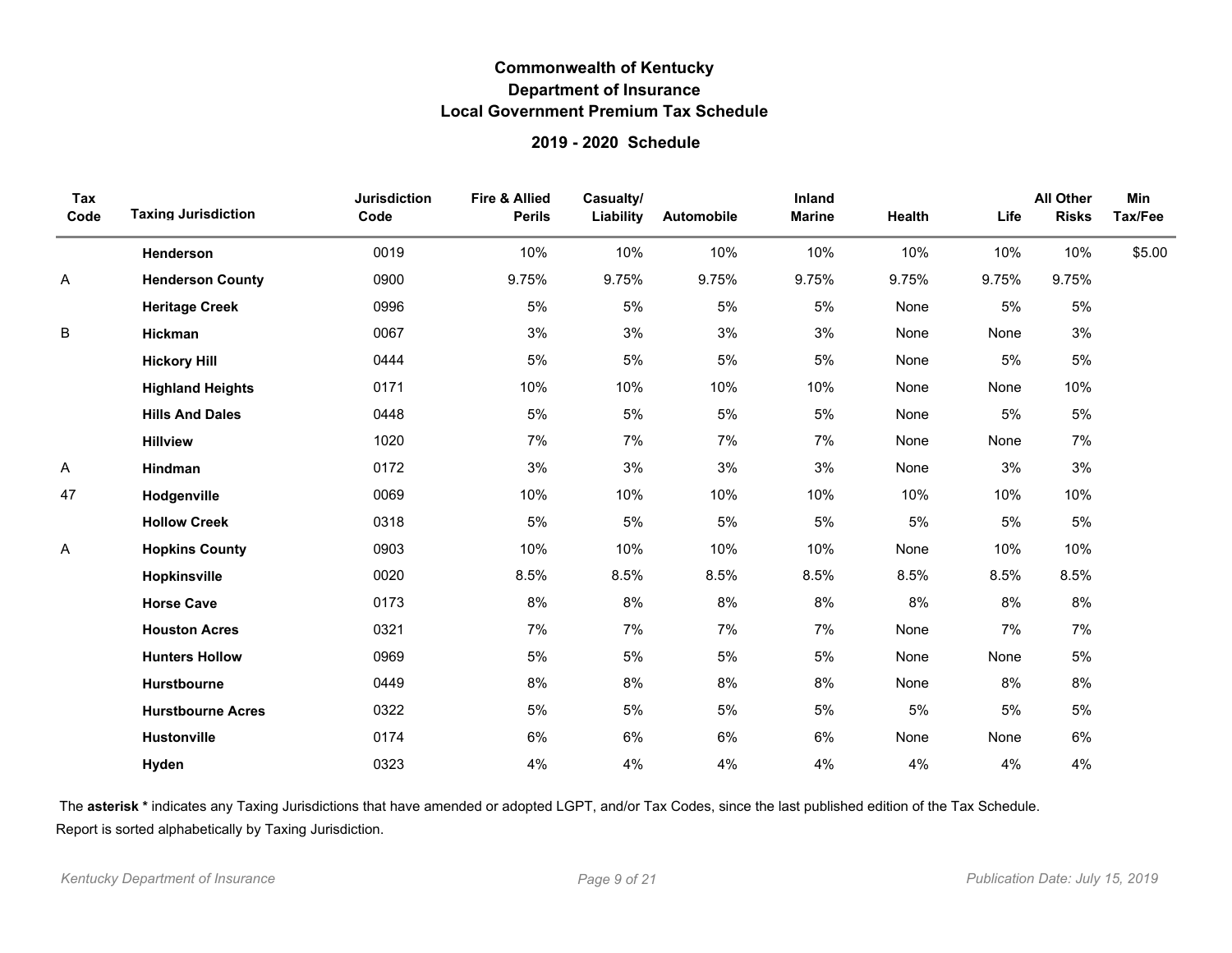# Commonwealth of Kentucky
## Department of Insurance
## Local Government Premium Tax Schedule

### 2019 - 2020 Schedule

| Tax Code | Taxing Jurisdiction | Jurisdiction Code | Fire & Allied Perils | Casualty/ Liability | Automobile | Inland Marine | Health | Life | All Other Risks | Min Tax/Fee |
|---|---|---|---|---|---|---|---|---|---|---|
| | **Henderson** | 0019 | 10% | 10% | 10% | 10% | 10% | 10% | 10% | $5.00 |
| A | **Henderson County** | 0900 | 9.75% | 9.75% | 9.75% | 9.75% | 9.75% | 9.75% | 9.75% | |
| | **Heritage Creek** | 0996 | 5% | 5% | 5% | 5% | None | 5% | 5% | |
| B | **Hickman** | 0067 | 3% | 3% | 3% | 3% | None | None | 3% | |
| | **Hickory Hill** | 0444 | 5% | 5% | 5% | 5% | None | 5% | 5% | |
| | **Highland Heights** | 0171 | 10% | 10% | 10% | 10% | None | None | 10% | |
| | **Hills And Dales** | 0448 | 5% | 5% | 5% | 5% | None | 5% | 5% | |
| | **Hillview** | 1020 | 7% | 7% | 7% | 7% | None | None | 7% | |
| A | **Hindman** | 0172 | 3% | 3% | 3% | 3% | None | 3% | 3% | |
| 47 | **Hodgenville** | 0069 | 10% | 10% | 10% | 10% | 10% | 10% | 10% | |
| | **Hollow Creek** | 0318 | 5% | 5% | 5% | 5% | 5% | 5% | 5% | |
| A | **Hopkins County** | 0903 | 10% | 10% | 10% | 10% | None | 10% | 10% | |
| | **Hopkinsville** | 0020 | 8.5% | 8.5% | 8.5% | 8.5% | 8.5% | 8.5% | 8.5% | |
| | **Horse Cave** | 0173 | 8% | 8% | 8% | 8% | 8% | 8% | 8% | |
| | **Houston Acres** | 0321 | 7% | 7% | 7% | 7% | None | 7% | 7% | |
| | **Hunters Hollow** | 0969 | 5% | 5% | 5% | 5% | None | None | 5% | |
| | **Hurstbourne** | 0449 | 8% | 8% | 8% | 8% | None | 8% | 8% | |
| | **Hurstbourne Acres** | 0322 | 5% | 5% | 5% | 5% | 5% | 5% | 5% | |
| | **Hustonville** | 0174 | 6% | 6% | 6% | 6% | None | None | 6% | |
| | **Hyden** | 0323 | 4% | 4% | 4% | 4% | 4% | 4% | 4% | |

The **asterisk *** indicates any Taxing Jurisdictions that have amended or adopted LGPT, and/or Tax Codes, since the last published edition of the Tax Schedule.

Report is sorted alphabetically by Taxing Jurisdiction.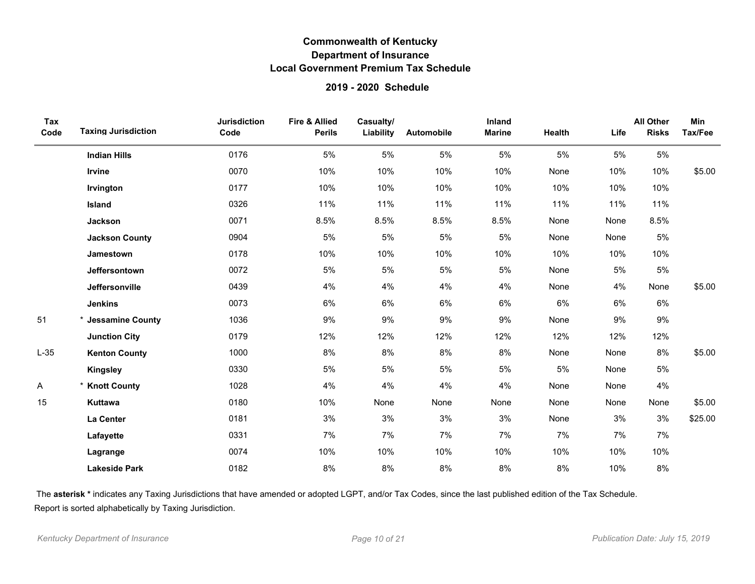# Commonwealth of Kentucky
## Department of Insurance
## Local Government Premium Tax Schedule

### 2019 - 2020 Schedule

| Tax Code | Taxing Jurisdiction | Jurisdiction Code | Fire & Allied Perils | Casualty/ Liability | Automobile | Inland Marine | Health | Life | All Other Risks | Min Tax/Fee |
|---|---|---|---|---|---|---|---|---|---|---|
| | **Indian Hills** | 0176 | 5% | 5% | 5% | 5% | 5% | 5% | 5% | |
| | **Irvine** | 0070 | 10% | 10% | 10% | 10% | None | 10% | 10% | $5.00 |
| | **Irvington** | 0177 | 10% | 10% | 10% | 10% | 10% | 10% | 10% | |
| | **Island** | 0326 | 11% | 11% | 11% | 11% | 11% | 11% | 11% | |
| | **Jackson** | 0071 | 8.5% | 8.5% | 8.5% | 8.5% | None | None | 8.5% | |
| | **Jackson County** | 0904 | 5% | 5% | 5% | 5% | None | None | 5% | |
| | **Jamestown** | 0178 | 10% | 10% | 10% | 10% | 10% | 10% | 10% | |
| | **Jeffersontown** | 0072 | 5% | 5% | 5% | 5% | None | 5% | 5% | |
| | **Jeffersonville** | 0439 | 4% | 4% | 4% | 4% | None | 4% | None | $5.00 |
| | **Jenkins** | 0073 | 6% | 6% | 6% | 6% | 6% | 6% | 6% | |
| 51 | * **Jessamine County** | 1036 | 9% | 9% | 9% | 9% | None | 9% | 9% | |
| | **Junction City** | 0179 | 12% | 12% | 12% | 12% | 12% | 12% | 12% | |
| L-35 | **Kenton County** | 1000 | 8% | 8% | 8% | 8% | None | None | 8% | $5.00 |
| | **Kingsley** | 0330 | 5% | 5% | 5% | 5% | 5% | None | 5% | |
| A | * **Knott County** | 1028 | 4% | 4% | 4% | 4% | None | None | 4% | |
| 15 | **Kuttawa** | 0180 | 10% | None | None | None | None | None | None | $5.00 |
| | **La Center** | 0181 | 3% | 3% | 3% | 3% | None | 3% | 3% | $25.00 |
| | **Lafayette** | 0331 | 7% | 7% | 7% | 7% | 7% | 7% | 7% | |
| | **Lagrange** | 0074 | 10% | 10% | 10% | 10% | 10% | 10% | 10% | |
| | **Lakeside Park** | 0182 | 8% | 8% | 8% | 8% | 8% | 10% | 8% | |

The **asterisk *** indicates any Taxing Jurisdictions that have amended or adopted LGPT, and/or Tax Codes, since the last published edition of the Tax Schedule.

Report is sorted alphabetically by Taxing Jurisdiction.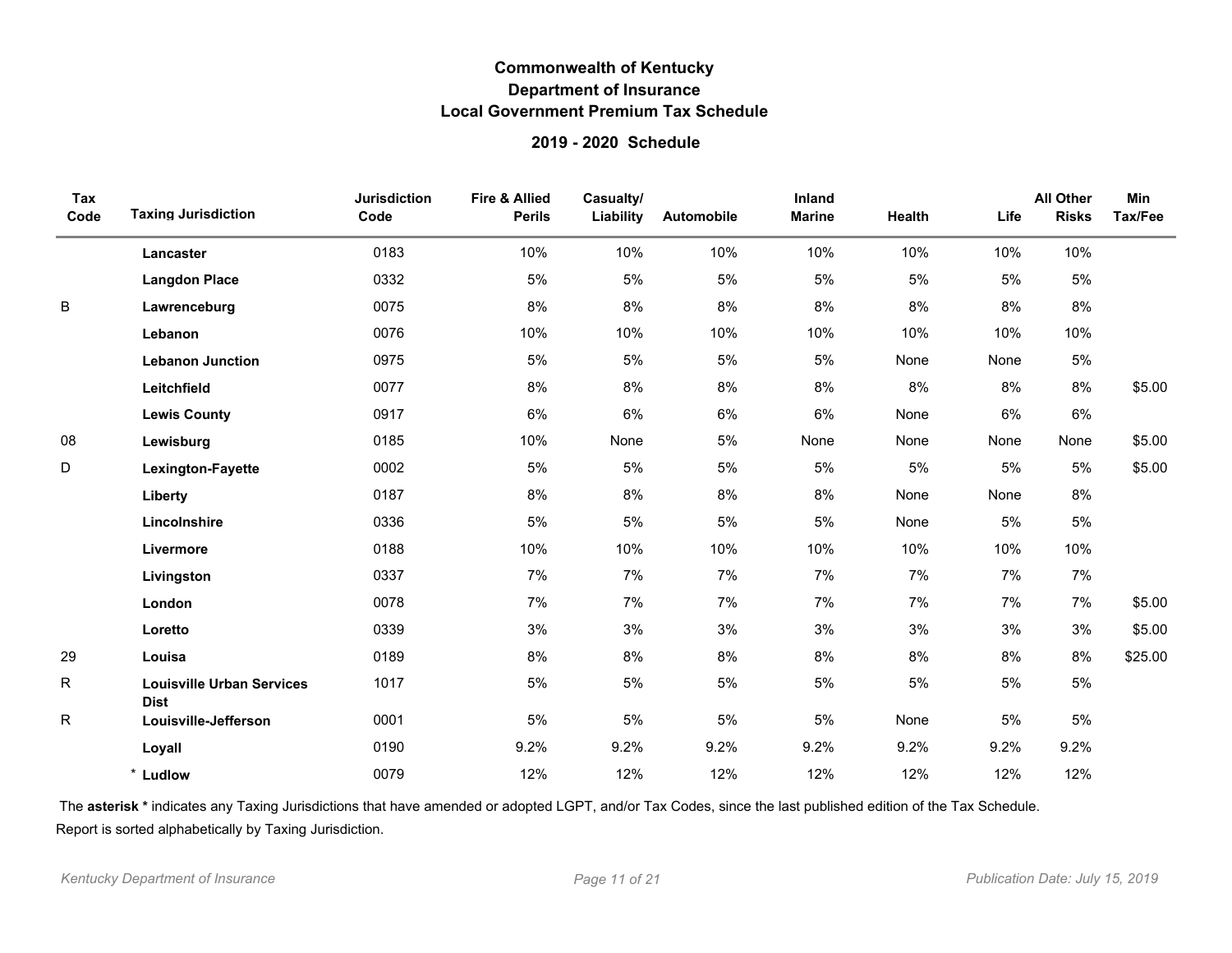# Commonwealth of Kentucky
## Department of Insurance
## Local Government Premium Tax Schedule

### 2019 - 2020 Schedule

| Tax Code | Taxing Jurisdiction | Jurisdiction Code | Fire & Allied Perils | Casualty/ Liability | Automobile | Inland Marine | Health | Life | All Other Risks | Min Tax/Fee |
|---|---|---|---|---|---|---|---|---|---|---|
| | **Lancaster** | 0183 | 10% | 10% | 10% | 10% | 10% | 10% | 10% | |
| | **Langdon Place** | 0332 | 5% | 5% | 5% | 5% | 5% | 5% | 5% | |
| B | **Lawrenceburg** | 0075 | 8% | 8% | 8% | 8% | 8% | 8% | 8% | |
| | **Lebanon** | 0076 | 10% | 10% | 10% | 10% | 10% | 10% | 10% | |
| | **Lebanon Junction** | 0975 | 5% | 5% | 5% | 5% | None | None | 5% | |
| | **Leitchfield** | 0077 | 8% | 8% | 8% | 8% | 8% | 8% | 8% | $5.00 |
| | **Lewis County** | 0917 | 6% | 6% | 6% | 6% | None | 6% | 6% | |
| 08 | **Lewisburg** | 0185 | 10% | None | 5% | None | None | None | None | $5.00 |
| D | **Lexington-Fayette** | 0002 | 5% | 5% | 5% | 5% | 5% | 5% | 5% | $5.00 |
| | **Liberty** | 0187 | 8% | 8% | 8% | 8% | None | None | 8% | |
| | **Lincolnshire** | 0336 | 5% | 5% | 5% | 5% | None | 5% | 5% | |
| | **Livermore** | 0188 | 10% | 10% | 10% | 10% | 10% | 10% | 10% | |
| | **Livingston** | 0337 | 7% | 7% | 7% | 7% | 7% | 7% | 7% | |
| | **London** | 0078 | 7% | 7% | 7% | 7% | 7% | 7% | 7% | $5.00 |
| | **Loretto** | 0339 | 3% | 3% | 3% | 3% | 3% | 3% | 3% | $5.00 |
| 29 | **Louisa** | 0189 | 8% | 8% | 8% | 8% | 8% | 8% | 8% | $25.00 |
| R | **Louisville Urban Services Dist** | 1017 | 5% | 5% | 5% | 5% | 5% | 5% | 5% | |
| R | **Louisville-Jefferson** | 0001 | 5% | 5% | 5% | 5% | None | 5% | 5% | |
| | **Loyall** | 0190 | 9.2% | 9.2% | 9.2% | 9.2% | 9.2% | 9.2% | 9.2% | |
| | * **Ludlow** | 0079 | 12% | 12% | 12% | 12% | 12% | 12% | 12% | |

The **asterisk *** indicates any Taxing Jurisdictions that have amended or adopted LGPT, and/or Tax Codes, since the last published edition of the Tax Schedule.

Report is sorted alphabetically by Taxing Jurisdiction.

*Publication Date: July 15, 2019*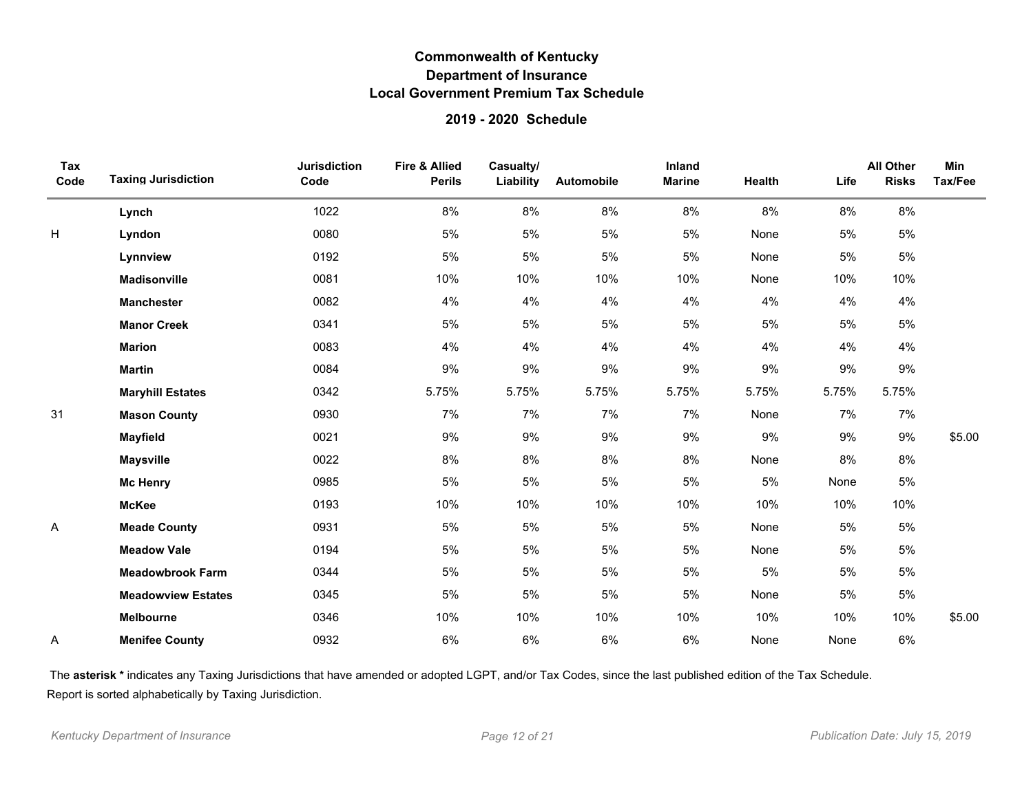# Commonwealth of Kentucky
## Department of Insurance
## Local Government Premium Tax Schedule

### 2019 - 2020 Schedule

| Tax Code | Taxing Jurisdiction | Jurisdiction Code | Fire & Allied Perils | Casualty/ Liability | Automobile | Inland Marine | Health | Life | All Other Risks | Min Tax/Fee |
|---|---|---|---|---|---|---|---|---|---|---|
| | **Lynch** | 1022 | 8% | 8% | 8% | 8% | 8% | 8% | 8% | |
| H | **Lyndon** | 0080 | 5% | 5% | 5% | 5% | None | 5% | 5% | |
| | **Lynnview** | 0192 | 5% | 5% | 5% | 5% | None | 5% | 5% | |
| | **Madisonville** | 0081 | 10% | 10% | 10% | 10% | None | 10% | 10% | |
| | **Manchester** | 0082 | 4% | 4% | 4% | 4% | 4% | 4% | 4% | |
| | **Manor Creek** | 0341 | 5% | 5% | 5% | 5% | 5% | 5% | 5% | |
| | **Marion** | 0083 | 4% | 4% | 4% | 4% | 4% | 4% | 4% | |
| | **Martin** | 0084 | 9% | 9% | 9% | 9% | 9% | 9% | 9% | |
| | **Maryhill Estates** | 0342 | 5.75% | 5.75% | 5.75% | 5.75% | 5.75% | 5.75% | 5.75% | |
| 31 | **Mason County** | 0930 | 7% | 7% | 7% | 7% | None | 7% | 7% | |
| | **Mayfield** | 0021 | 9% | 9% | 9% | 9% | 9% | 9% | 9% | $5.00 |
| | **Maysville** | 0022 | 8% | 8% | 8% | 8% | None | 8% | 8% | |
| | **Mc Henry** | 0985 | 5% | 5% | 5% | 5% | 5% | None | 5% | |
| | **McKee** | 0193 | 10% | 10% | 10% | 10% | 10% | 10% | 10% | |
| A | **Meade County** | 0931 | 5% | 5% | 5% | 5% | None | 5% | 5% | |
| | **Meadow Vale** | 0194 | 5% | 5% | 5% | 5% | None | 5% | 5% | |
| | **Meadowbrook Farm** | 0344 | 5% | 5% | 5% | 5% | 5% | 5% | 5% | |
| | **Meadowview Estates** | 0345 | 5% | 5% | 5% | 5% | None | 5% | 5% | |
| | **Melbourne** | 0346 | 10% | 10% | 10% | 10% | 10% | 10% | 10% | $5.00 |
| A | **Menifee County** | 0932 | 6% | 6% | 6% | 6% | None | None | 6% | |

The **asterisk *** indicates any Taxing Jurisdictions that have amended or adopted LGPT, and/or Tax Codes, since the last published edition of the Tax Schedule.

Report is sorted alphabetically by Taxing Jurisdiction.

*Kentucky Department of Insurance* *Publication Date: July 15, 2019*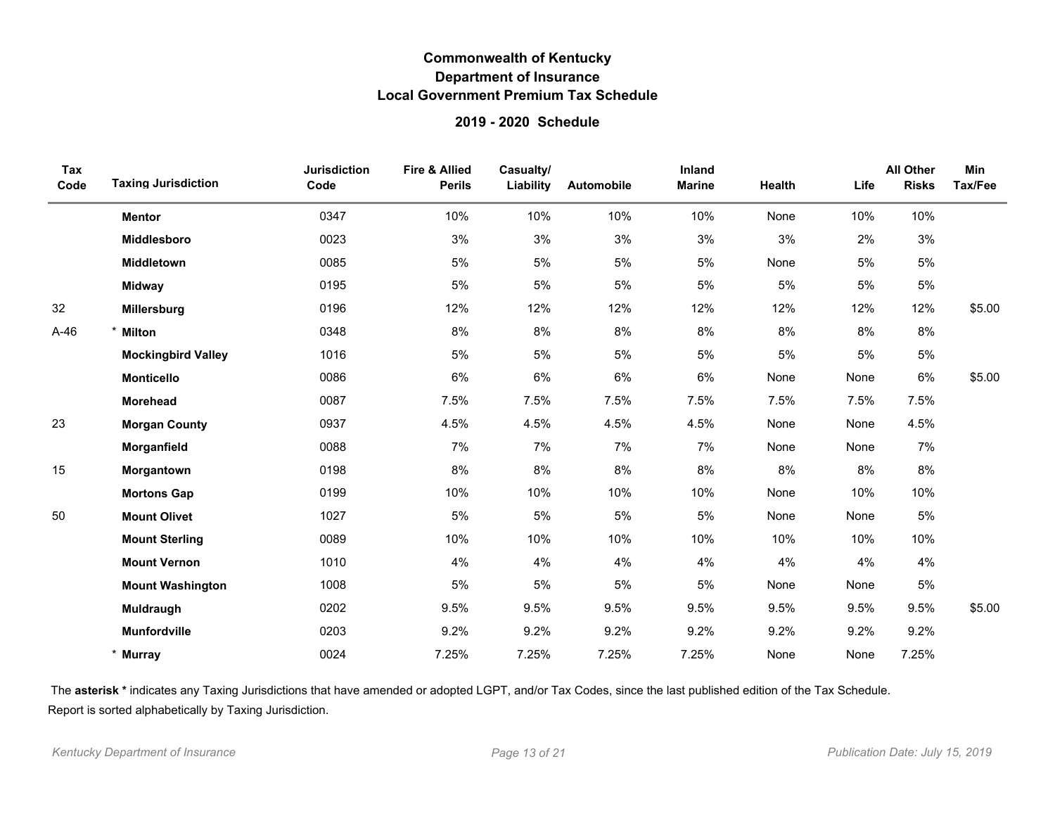# Commonwealth of Kentucky
## Department of Insurance
## Local Government Premium Tax Schedule

### 2019 - 2020 Schedule

| Tax Code | Taxing Jurisdiction | Jurisdiction Code | Fire & Allied Perils | Casualty/ Liability | Automobile | Inland Marine | Health | Life | All Other Risks | Min Tax/Fee |
|---|---|---|---|---|---|---|---|---|---|---|
| | **Mentor** | 0347 | 10% | 10% | 10% | 10% | None | 10% | 10% | |
| | **Middlesboro** | 0023 | 3% | 3% | 3% | 3% | 3% | 2% | 3% | |
| | **Middletown** | 0085 | 5% | 5% | 5% | 5% | None | 5% | 5% | |
| | **Midway** | 0195 | 5% | 5% | 5% | 5% | 5% | 5% | 5% | |
| 32 | **Millersburg** | 0196 | 12% | 12% | 12% | 12% | 12% | 12% | 12% | $5.00 |
| A-46 | * **Milton** | 0348 | 8% | 8% | 8% | 8% | 8% | 8% | 8% | |
| | **Mockingbird Valley** | 1016 | 5% | 5% | 5% | 5% | 5% | 5% | 5% | |
| | **Monticello** | 0086 | 6% | 6% | 6% | 6% | None | None | 6% | $5.00 |
| | **Morehead** | 0087 | 7.5% | 7.5% | 7.5% | 7.5% | 7.5% | 7.5% | 7.5% | |
| 23 | **Morgan County** | 0937 | 4.5% | 4.5% | 4.5% | 4.5% | None | None | 4.5% | |
| | **Morganfield** | 0088 | 7% | 7% | 7% | 7% | None | None | 7% | |
| 15 | **Morgantown** | 0198 | 8% | 8% | 8% | 8% | 8% | 8% | 8% | |
| | **Mortons Gap** | 0199 | 10% | 10% | 10% | 10% | None | 10% | 10% | |
| 50 | **Mount Olivet** | 1027 | 5% | 5% | 5% | 5% | None | None | 5% | |
| | **Mount Sterling** | 0089 | 10% | 10% | 10% | 10% | 10% | 10% | 10% | |
| | **Mount Vernon** | 1010 | 4% | 4% | 4% | 4% | 4% | 4% | 4% | |
| | **Mount Washington** | 1008 | 5% | 5% | 5% | 5% | None | None | 5% | |
| | **Muldraugh** | 0202 | 9.5% | 9.5% | 9.5% | 9.5% | 9.5% | 9.5% | 9.5% | $5.00 |
| | **Munfordville** | 0203 | 9.2% | 9.2% | 9.2% | 9.2% | 9.2% | 9.2% | 9.2% | |
| | * **Murray** | 0024 | 7.25% | 7.25% | 7.25% | 7.25% | None | None | 7.25% | |

The **asterisk *** indicates any Taxing Jurisdictions that have amended or adopted LGPT, and/or Tax Codes, since the last published edition of the Tax Schedule.

Report is sorted alphabetically by Taxing Jurisdiction.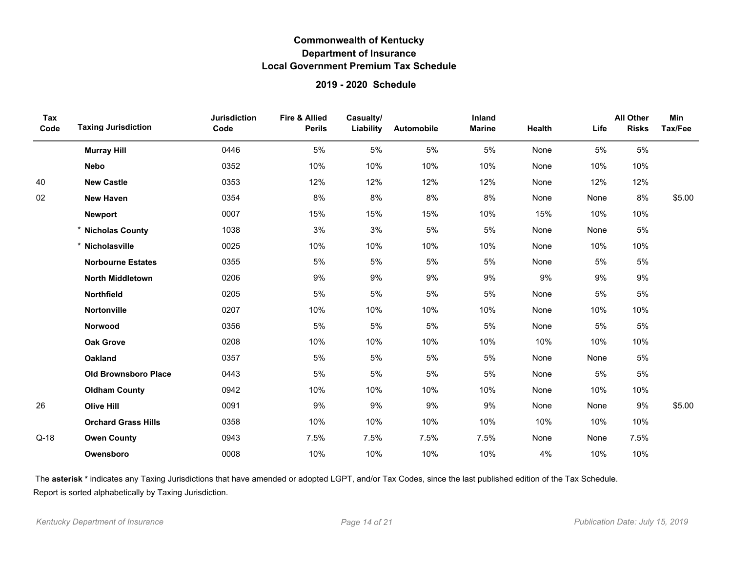# Commonwealth of Kentucky
## Department of Insurance
## Local Government Premium Tax Schedule

### 2019 - 2020 Schedule

| Tax Code | Taxing Jurisdiction | Jurisdiction Code | Fire & Allied Perils | Casualty/ Liability | Automobile | Inland Marine | Health | Life | All Other Risks | Min Tax/Fee |
|---|---|---|---|---|---|---|---|---|---|---|
| | **Murray Hill** | 0446 | 5% | 5% | 5% | 5% | None | 5% | 5% | |
| | **Nebo** | 0352 | 10% | 10% | 10% | 10% | None | 10% | 10% | |
| 40 | **New Castle** | 0353 | 12% | 12% | 12% | 12% | None | 12% | 12% | |
| 02 | **New Haven** | 0354 | 8% | 8% | 8% | 8% | None | None | 8% | $5.00 |
| | **Newport** | 0007 | 15% | 15% | 15% | 10% | 15% | 10% | 10% | |
| | * **Nicholas County** | 1038 | 3% | 3% | 5% | 5% | None | None | 5% | |
| | * **Nicholasville** | 0025 | 10% | 10% | 10% | 10% | None | 10% | 10% | |
| | **Norbourne Estates** | 0355 | 5% | 5% | 5% | 5% | None | 5% | 5% | |
| | **North Middletown** | 0206 | 9% | 9% | 9% | 9% | 9% | 9% | 9% | |
| | **Northfield** | 0205 | 5% | 5% | 5% | 5% | None | 5% | 5% | |
| | **Nortonville** | 0207 | 10% | 10% | 10% | 10% | None | 10% | 10% | |
| | **Norwood** | 0356 | 5% | 5% | 5% | 5% | None | 5% | 5% | |
| | **Oak Grove** | 0208 | 10% | 10% | 10% | 10% | 10% | 10% | 10% | |
| | **Oakland** | 0357 | 5% | 5% | 5% | 5% | None | None | 5% | |
| | **Old Brownsboro Place** | 0443 | 5% | 5% | 5% | 5% | None | 5% | 5% | |
| | **Oldham County** | 0942 | 10% | 10% | 10% | 10% | None | 10% | 10% | |
| 26 | **Olive Hill** | 0091 | 9% | 9% | 9% | 9% | None | None | 9% | $5.00 |
| | **Orchard Grass Hills** | 0358 | 10% | 10% | 10% | 10% | 10% | 10% | 10% | |
| Q-18 | **Owen County** | 0943 | 7.5% | 7.5% | 7.5% | 7.5% | None | None | 7.5% | |
| | **Owensboro** | 0008 | 10% | 10% | 10% | 10% | 4% | 10% | 10% | |

The **asterisk *** indicates any Taxing Jurisdictions that have amended or adopted LGPT, and/or Tax Codes, since the last published edition of the Tax Schedule.

Report is sorted alphabetically by Taxing Jurisdiction.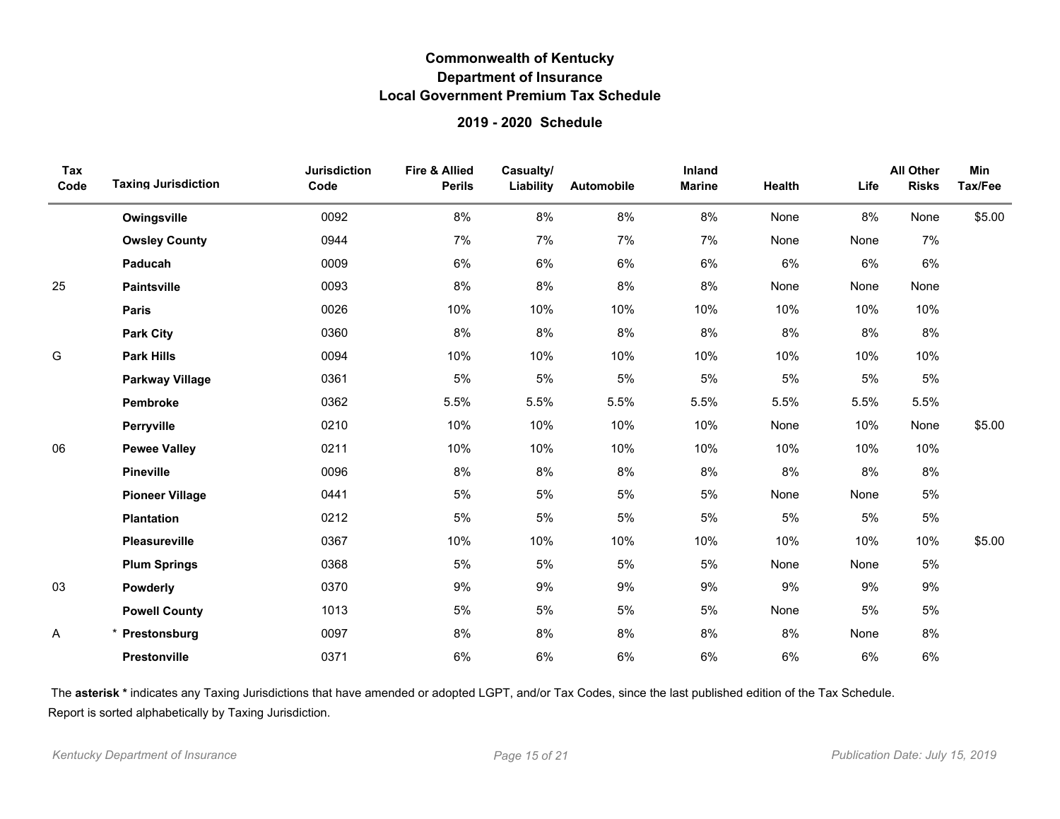# Commonwealth of Kentucky
## Department of Insurance
## Local Government Premium Tax Schedule

### 2019 - 2020 Schedule

| Tax Code | Taxing Jurisdiction | Jurisdiction Code | Fire & Allied Perils | Casualty/ Liability | Automobile | Inland Marine | Health | Life | All Other Risks | Min Tax/Fee |
|---|---|---|---|---|---|---|---|---|---|---|
| | **Owingsville** | 0092 | 8% | 8% | 8% | 8% | None | 8% | None | $5.00 |
| | **Owsley County** | 0944 | 7% | 7% | 7% | 7% | None | None | 7% | |
| | **Paducah** | 0009 | 6% | 6% | 6% | 6% | 6% | 6% | 6% | |
| 25 | **Paintsville** | 0093 | 8% | 8% | 8% | 8% | None | None | None | |
| | **Paris** | 0026 | 10% | 10% | 10% | 10% | 10% | 10% | 10% | |
| | **Park City** | 0360 | 8% | 8% | 8% | 8% | 8% | 8% | 8% | |
| G | **Park Hills** | 0094 | 10% | 10% | 10% | 10% | 10% | 10% | 10% | |
| | **Parkway Village** | 0361 | 5% | 5% | 5% | 5% | 5% | 5% | 5% | |
| | **Pembroke** | 0362 | 5.5% | 5.5% | 5.5% | 5.5% | 5.5% | 5.5% | 5.5% | |
| | **Perryville** | 0210 | 10% | 10% | 10% | 10% | None | 10% | None | $5.00 |
| 06 | **Pewee Valley** | 0211 | 10% | 10% | 10% | 10% | 10% | 10% | 10% | |
| | **Pineville** | 0096 | 8% | 8% | 8% | 8% | 8% | 8% | 8% | |
| | **Pioneer Village** | 0441 | 5% | 5% | 5% | 5% | None | None | 5% | |
| | **Plantation** | 0212 | 5% | 5% | 5% | 5% | 5% | 5% | 5% | |
| | **Pleasureville** | 0367 | 10% | 10% | 10% | 10% | 10% | 10% | 10% | $5.00 |
| | **Plum Springs** | 0368 | 5% | 5% | 5% | 5% | None | None | 5% | |
| 03 | **Powderly** | 0370 | 9% | 9% | 9% | 9% | 9% | 9% | 9% | |
| | **Powell County** | 1013 | 5% | 5% | 5% | 5% | None | 5% | 5% | |
| A | * **Prestonsburg** | 0097 | 8% | 8% | 8% | 8% | 8% | None | 8% | |
| | **Prestonville** | 0371 | 6% | 6% | 6% | 6% | 6% | 6% | 6% | |

The **asterisk *** indicates any Taxing Jurisdictions that have amended or adopted LGPT, and/or Tax Codes, since the last published edition of the Tax Schedule.

Report is sorted alphabetically by Taxing Jurisdiction.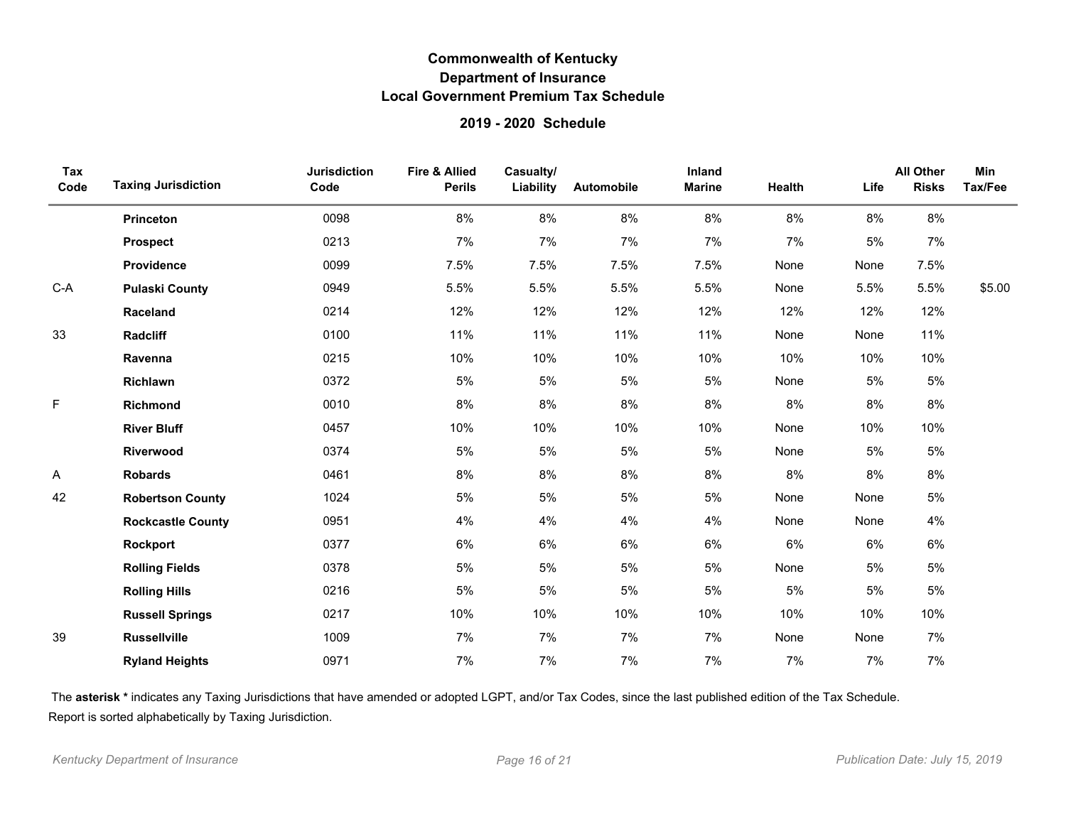# Commonwealth of Kentucky
## Department of Insurance
## Local Government Premium Tax Schedule

### 2019 - 2020 Schedule

| Tax Code | Taxing Jurisdiction | Jurisdiction Code | Fire & Allied Perils | Casualty/ Liability | Automobile | Inland Marine | Health | Life | All Other Risks | Min Tax/Fee |
|---|---|---|---|---|---|---|---|---|---|---|
| | **Princeton** | 0098 | 8% | 8% | 8% | 8% | 8% | 8% | 8% | |
| | **Prospect** | 0213 | 7% | 7% | 7% | 7% | 7% | 5% | 7% | |
| | **Providence** | 0099 | 7.5% | 7.5% | 7.5% | 7.5% | None | None | 7.5% | |
| C-A | **Pulaski County** | 0949 | 5.5% | 5.5% | 5.5% | 5.5% | None | 5.5% | 5.5% | $5.00 |
| | **Raceland** | 0214 | 12% | 12% | 12% | 12% | 12% | 12% | 12% | |
| 33 | **Radcliff** | 0100 | 11% | 11% | 11% | 11% | None | None | 11% | |
| | **Ravenna** | 0215 | 10% | 10% | 10% | 10% | 10% | 10% | 10% | |
| | **Richlawn** | 0372 | 5% | 5% | 5% | 5% | None | 5% | 5% | |
| F | **Richmond** | 0010 | 8% | 8% | 8% | 8% | 8% | 8% | 8% | |
| | **River Bluff** | 0457 | 10% | 10% | 10% | 10% | None | 10% | 10% | |
| | **Riverwood** | 0374 | 5% | 5% | 5% | 5% | None | 5% | 5% | |
| A | **Robards** | 0461 | 8% | 8% | 8% | 8% | 8% | 8% | 8% | |
| 42 | **Robertson County** | 1024 | 5% | 5% | 5% | 5% | None | None | 5% | |
| | **Rockcastle County** | 0951 | 4% | 4% | 4% | 4% | None | None | 4% | |
| | **Rockport** | 0377 | 6% | 6% | 6% | 6% | 6% | 6% | 6% | |
| | **Rolling Fields** | 0378 | 5% | 5% | 5% | 5% | None | 5% | 5% | |
| | **Rolling Hills** | 0216 | 5% | 5% | 5% | 5% | 5% | 5% | 5% | |
| | **Russell Springs** | 0217 | 10% | 10% | 10% | 10% | 10% | 10% | 10% | |
| 39 | **Russellville** | 1009 | 7% | 7% | 7% | 7% | None | None | 7% | |
| | **Ryland Heights** | 0971 | 7% | 7% | 7% | 7% | 7% | 7% | 7% | |

The **asterisk *** indicates any Taxing Jurisdictions that have amended or adopted LGPT, and/or Tax Codes, since the last published edition of the Tax Schedule.

Report is sorted alphabetically by Taxing Jurisdiction.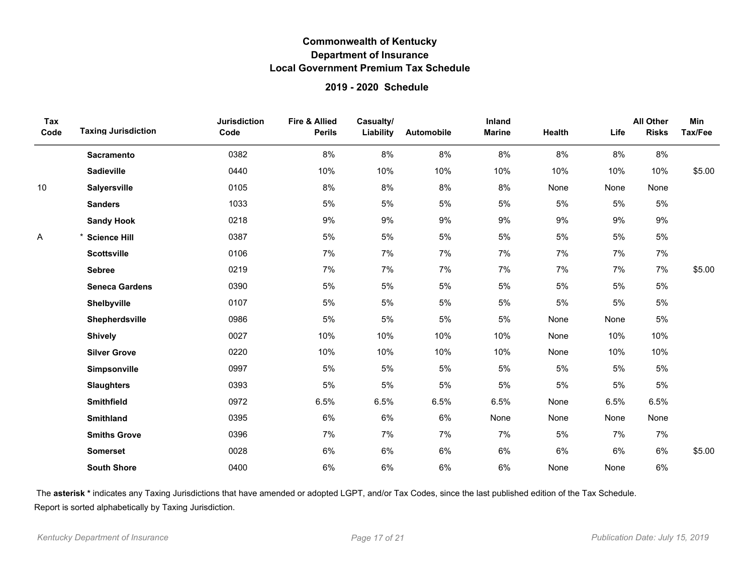# Commonwealth of Kentucky
## Department of Insurance
## Local Government Premium Tax Schedule

### 2019 - 2020 Schedule

| Tax Code | Taxing Jurisdiction | Jurisdiction Code | Fire & Allied Perils | Casualty/ Liability | Automobile | Inland Marine | Health | Life | All Other Risks | Min Tax/Fee |
|---|---|---|---|---|---|---|---|---|---|---|
| | **Sacramento** | 0382 | 8% | 8% | 8% | 8% | 8% | 8% | 8% | |
| | **Sadieville** | 0440 | 10% | 10% | 10% | 10% | 10% | 10% | 10% | $5.00 |
| 10 | **Salyersville** | 0105 | 8% | 8% | 8% | 8% | None | None | None | |
| | **Sanders** | 1033 | 5% | 5% | 5% | 5% | 5% | 5% | 5% | |
| | **Sandy Hook** | 0218 | 9% | 9% | 9% | 9% | 9% | 9% | 9% | |
| A | * **Science Hill** | 0387 | 5% | 5% | 5% | 5% | 5% | 5% | 5% | |
| | **Scottsville** | 0106 | 7% | 7% | 7% | 7% | 7% | 7% | 7% | |
| | **Sebree** | 0219 | 7% | 7% | 7% | 7% | 7% | 7% | 7% | $5.00 |
| | **Seneca Gardens** | 0390 | 5% | 5% | 5% | 5% | 5% | 5% | 5% | |
| | **Shelbyville** | 0107 | 5% | 5% | 5% | 5% | 5% | 5% | 5% | |
| | **Shepherdsville** | 0986 | 5% | 5% | 5% | 5% | None | None | 5% | |
| | **Shively** | 0027 | 10% | 10% | 10% | 10% | None | 10% | 10% | |
| | **Silver Grove** | 0220 | 10% | 10% | 10% | 10% | None | 10% | 10% | |
| | **Simpsonville** | 0997 | 5% | 5% | 5% | 5% | 5% | 5% | 5% | |
| | **Slaughters** | 0393 | 5% | 5% | 5% | 5% | 5% | 5% | 5% | |
| | **Smithfield** | 0972 | 6.5% | 6.5% | 6.5% | 6.5% | None | 6.5% | 6.5% | |
| | **Smithland** | 0395 | 6% | 6% | 6% | None | None | None | None | |
| | **Smiths Grove** | 0396 | 7% | 7% | 7% | 7% | 5% | 7% | 7% | |
| | **Somerset** | 0028 | 6% | 6% | 6% | 6% | 6% | 6% | 6% | $5.00 |
| | **South Shore** | 0400 | 6% | 6% | 6% | 6% | None | None | 6% | |

The **asterisk \*** indicates any Taxing Jurisdictions that have amended or adopted LGPT, and/or Tax Codes, since the last published edition of the Tax Schedule.

Report is sorted alphabetically by Taxing Jurisdiction.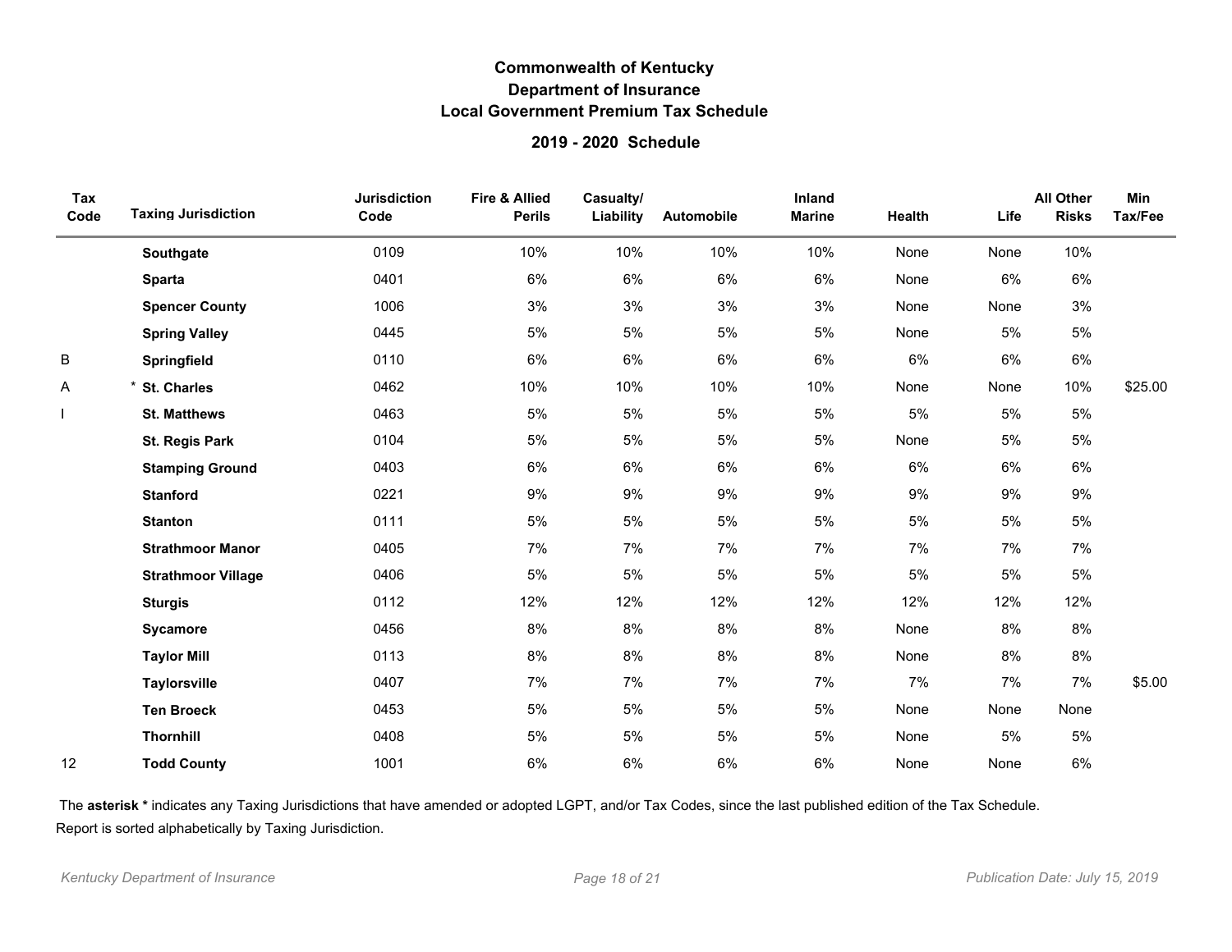# Commonwealth of Kentucky
## Department of Insurance
## Local Government Premium Tax Schedule

### 2019 - 2020 Schedule

| Tax Code | | Taxing Jurisdiction | Jurisdiction Code | Fire & Allied Perils | Casualty/ Liability | Automobile | Inland Marine | Health | Life | All Other Risks | Min Tax/Fee |
|---|---|---|---|---|---|---|---|---|---|---|---|
| | | **Southgate** | 0109 | 10% | 10% | 10% | 10% | None | None | 10% | |
| | | **Sparta** | 0401 | 6% | 6% | 6% | 6% | None | 6% | 6% | |
| | | **Spencer County** | 1006 | 3% | 3% | 3% | 3% | None | None | 3% | |
| | | **Spring Valley** | 0445 | 5% | 5% | 5% | 5% | None | 5% | 5% | |
| B | | **Springfield** | 0110 | 6% | 6% | 6% | 6% | 6% | 6% | 6% | |
| A | * | **St. Charles** | 0462 | 10% | 10% | 10% | 10% | None | None | 10% | $25.00 |
| I | | **St. Matthews** | 0463 | 5% | 5% | 5% | 5% | 5% | 5% | 5% | |
| | | **St. Regis Park** | 0104 | 5% | 5% | 5% | 5% | None | 5% | 5% | |
| | | **Stamping Ground** | 0403 | 6% | 6% | 6% | 6% | 6% | 6% | 6% | |
| | | **Stanford** | 0221 | 9% | 9% | 9% | 9% | 9% | 9% | 9% | |
| | | **Stanton** | 0111 | 5% | 5% | 5% | 5% | 5% | 5% | 5% | |
| | | **Strathmoor Manor** | 0405 | 7% | 7% | 7% | 7% | 7% | 7% | 7% | |
| | | **Strathmoor Village** | 0406 | 5% | 5% | 5% | 5% | 5% | 5% | 5% | |
| | | **Sturgis** | 0112 | 12% | 12% | 12% | 12% | 12% | 12% | 12% | |
| | | **Sycamore** | 0456 | 8% | 8% | 8% | 8% | None | 8% | 8% | |
| | | **Taylor Mill** | 0113 | 8% | 8% | 8% | 8% | None | 8% | 8% | |
| | | **Taylorsville** | 0407 | 7% | 7% | 7% | 7% | 7% | 7% | 7% | $5.00 |
| | | **Ten Broeck** | 0453 | 5% | 5% | 5% | 5% | None | None | None | |
| | | **Thornhill** | 0408 | 5% | 5% | 5% | 5% | None | 5% | 5% | |
| 12 | | **Todd County** | 1001 | 6% | 6% | 6% | 6% | None | None | 6% | |

The **asterisk *** indicates any Taxing Jurisdictions that have amended or adopted LGPT, and/or Tax Codes, since the last published edition of the Tax Schedule.

Report is sorted alphabetically by Taxing Jurisdiction.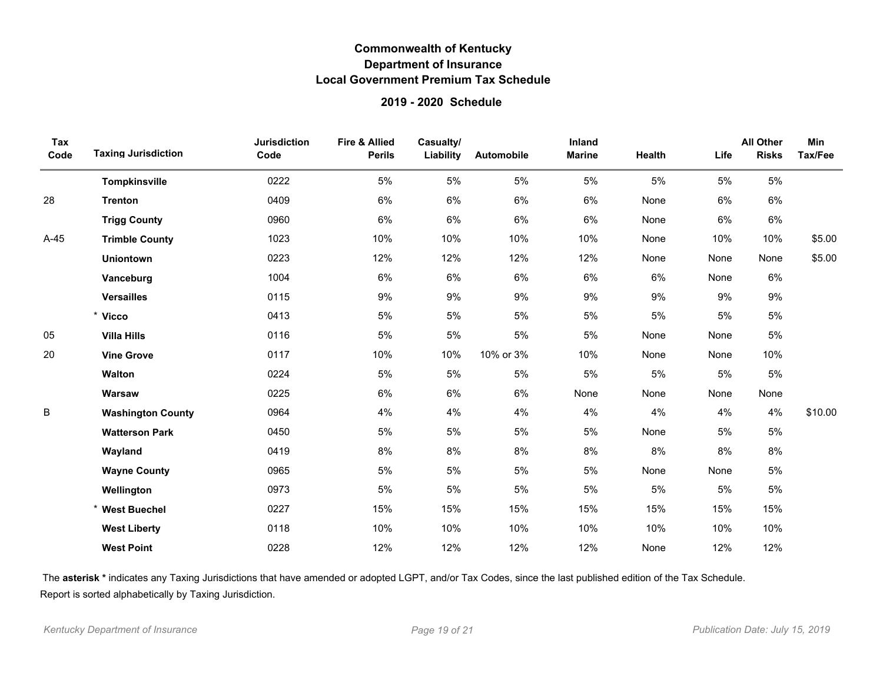# Commonwealth of Kentucky
## Department of Insurance
## Local Government Premium Tax Schedule

### 2019 - 2020 Schedule

| Tax Code | Taxing Jurisdiction | Jurisdiction Code | Fire & Allied Perils | Casualty/ Liability | Automobile | Inland Marine | Health | Life | All Other Risks | Min Tax/Fee |
|---|---|---|---|---|---|---|---|---|---|---|
| | **Tompkinsville** | 0222 | 5% | 5% | 5% | 5% | 5% | 5% | 5% | |
| 28 | **Trenton** | 0409 | 6% | 6% | 6% | 6% | None | 6% | 6% | |
| | **Trigg County** | 0960 | 6% | 6% | 6% | 6% | None | 6% | 6% | |
| A-45 | **Trimble County** | 1023 | 10% | 10% | 10% | 10% | None | 10% | 10% | $5.00 |
| | **Uniontown** | 0223 | 12% | 12% | 12% | 12% | None | None | None | $5.00 |
| | **Vanceburg** | 1004 | 6% | 6% | 6% | 6% | 6% | None | 6% | |
| | **Versailles** | 0115 | 9% | 9% | 9% | 9% | 9% | 9% | 9% | |
| | * **Vicco** | 0413 | 5% | 5% | 5% | 5% | 5% | 5% | 5% | |
| 05 | **Villa Hills** | 0116 | 5% | 5% | 5% | 5% | None | None | 5% | |
| 20 | **Vine Grove** | 0117 | 10% | 10% | 10% or 3% | 10% | None | None | 10% | |
| | **Walton** | 0224 | 5% | 5% | 5% | 5% | 5% | 5% | 5% | |
| | **Warsaw** | 0225 | 6% | 6% | 6% | None | None | None | None | |
| B | **Washington County** | 0964 | 4% | 4% | 4% | 4% | 4% | 4% | 4% | $10.00 |
| | **Watterson Park** | 0450 | 5% | 5% | 5% | 5% | None | 5% | 5% | |
| | **Wayland** | 0419 | 8% | 8% | 8% | 8% | 8% | 8% | 8% | |
| | **Wayne County** | 0965 | 5% | 5% | 5% | 5% | None | None | 5% | |
| | **Wellington** | 0973 | 5% | 5% | 5% | 5% | 5% | 5% | 5% | |
| | * **West Buechel** | 0227 | 15% | 15% | 15% | 15% | 15% | 15% | 15% | |
| | **West Liberty** | 0118 | 10% | 10% | 10% | 10% | 10% | 10% | 10% | |
| | **West Point** | 0228 | 12% | 12% | 12% | 12% | None | 12% | 12% | |

The **asterisk *** indicates any Taxing Jurisdictions that have amended or adopted LGPT, and/or Tax Codes, since the last published edition of the Tax Schedule.

Report is sorted alphabetically by Taxing Jurisdiction.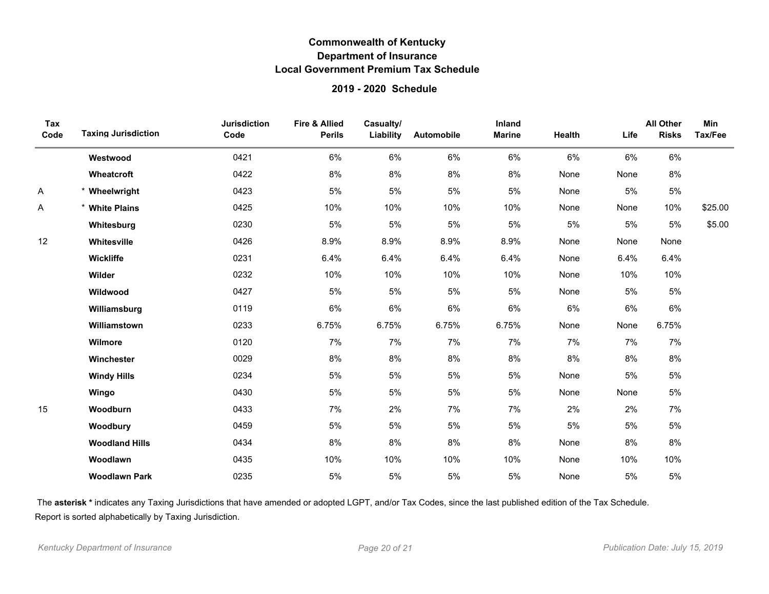# Commonwealth of Kentucky
## Department of Insurance
## Local Government Premium Tax Schedule

### 2019 - 2020 Schedule

| Tax Code | Taxing Jurisdiction | Jurisdiction Code | Fire & Allied Perils | Casualty/ Liability | Automobile | Inland Marine | Health | Life | All Other Risks | Min Tax/Fee |
|---|---|---|---|---|---|---|---|---|---|---|
| | **Westwood** | 0421 | 6% | 6% | 6% | 6% | 6% | 6% | 6% | |
| | **Wheatcroft** | 0422 | 8% | 8% | 8% | 8% | None | None | 8% | |
| A | * **Wheelwright** | 0423 | 5% | 5% | 5% | 5% | None | 5% | 5% | |
| A | * **White Plains** | 0425 | 10% | 10% | 10% | 10% | None | None | 10% | $25.00 |
| | **Whitesburg** | 0230 | 5% | 5% | 5% | 5% | 5% | 5% | 5% | $5.00 |
| 12 | **Whitesville** | 0426 | 8.9% | 8.9% | 8.9% | 8.9% | None | None | None | |
| | **Wickliffe** | 0231 | 6.4% | 6.4% | 6.4% | 6.4% | None | 6.4% | 6.4% | |
| | **Wilder** | 0232 | 10% | 10% | 10% | 10% | None | 10% | 10% | |
| | **Wildwood** | 0427 | 5% | 5% | 5% | 5% | None | 5% | 5% | |
| | **Williamsburg** | 0119 | 6% | 6% | 6% | 6% | 6% | 6% | 6% | |
| | **Williamstown** | 0233 | 6.75% | 6.75% | 6.75% | 6.75% | None | None | 6.75% | |
| | **Wilmore** | 0120 | 7% | 7% | 7% | 7% | 7% | 7% | 7% | |
| | **Winchester** | 0029 | 8% | 8% | 8% | 8% | 8% | 8% | 8% | |
| | **Windy Hills** | 0234 | 5% | 5% | 5% | 5% | None | 5% | 5% | |
| | **Wingo** | 0430 | 5% | 5% | 5% | 5% | None | None | 5% | |
| 15 | **Woodburn** | 0433 | 7% | 2% | 7% | 7% | 2% | 2% | 7% | |
| | **Woodbury** | 0459 | 5% | 5% | 5% | 5% | 5% | 5% | 5% | |
| | **Woodland Hills** | 0434 | 8% | 8% | 8% | 8% | None | 8% | 8% | |
| | **Woodlawn** | 0435 | 10% | 10% | 10% | 10% | None | 10% | 10% | |
| | **Woodlawn Park** | 0235 | 5% | 5% | 5% | 5% | None | 5% | 5% | |

The **asterisk *** indicates any Taxing Jurisdictions that have amended or adopted LGPT, and/or Tax Codes, since the last published edition of the Tax Schedule.

Report is sorted alphabetically by Taxing Jurisdiction.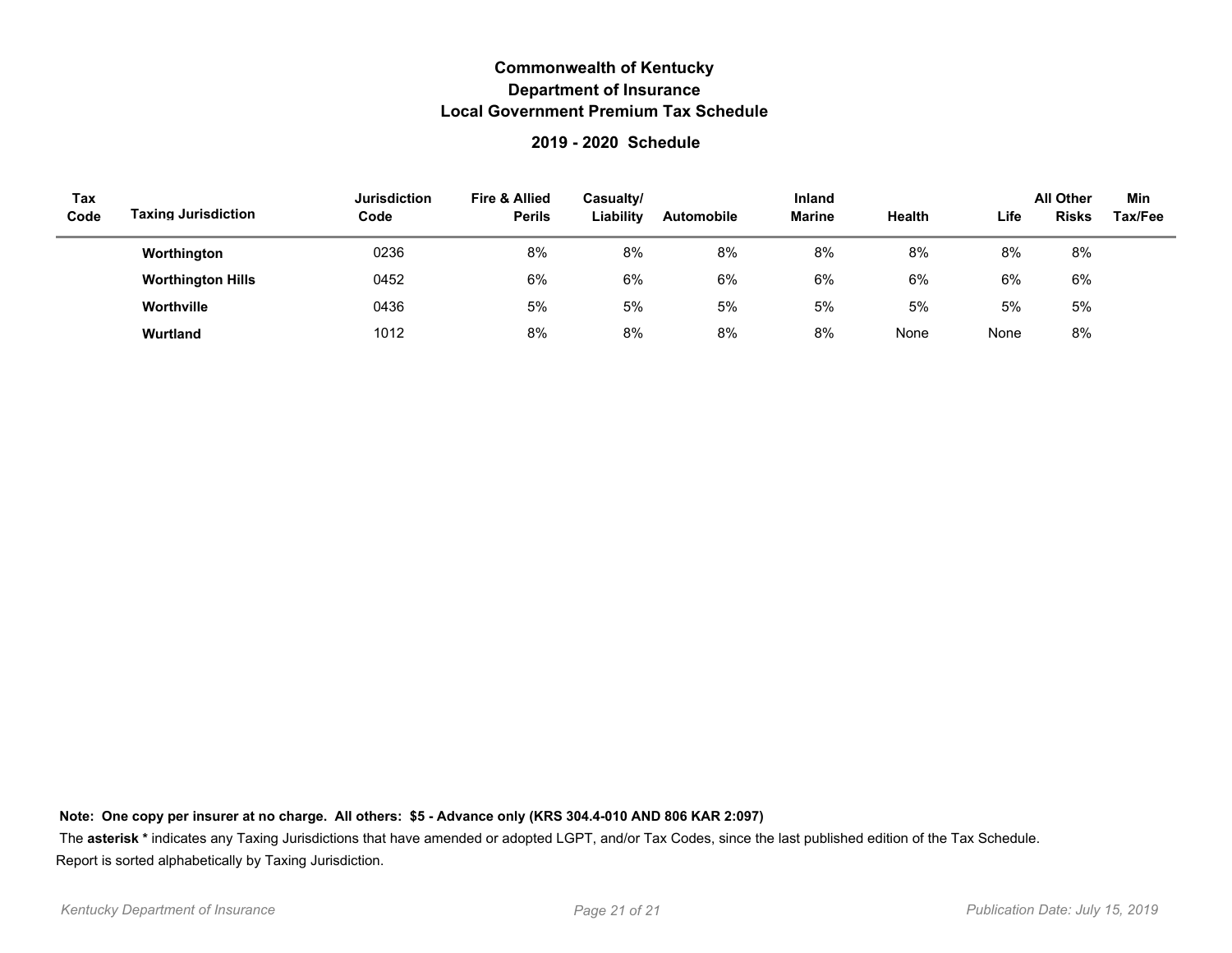# Commonwealth of Kentucky
## Department of Insurance
## Local Government Premium Tax Schedule

### 2019 - 2020 Schedule

| Tax Code | Taxing Jurisdiction | Jurisdiction Code | Fire & Allied Perils | Casualty/ Liability | Automobile | Inland Marine | Health | Life | All Other Risks | Min Tax/Fee |
|---|---|---|---|---|---|---|---|---|---|---|
| | **Worthington** | 0236 | 8% | 8% | 8% | 8% | 8% | 8% | 8% | |
| | **Worthington Hills** | 0452 | 6% | 6% | 6% | 6% | 6% | 6% | 6% | |
| | **Worthville** | 0436 | 5% | 5% | 5% | 5% | 5% | 5% | 5% | |
| | **Wurtland** | 1012 | 8% | 8% | 8% | 8% | None | None | 8% | |

**Note: One copy per insurer at no charge. All others: $5 - Advance only (KRS 304.4-010 AND 806 KAR 2:097)**

The **asterisk *** indicates any Taxing Jurisdictions that have amended or adopted LGPT, and/or Tax Codes, since the last published edition of the Tax Schedule.

Report is sorted alphabetically by Taxing Jurisdiction.